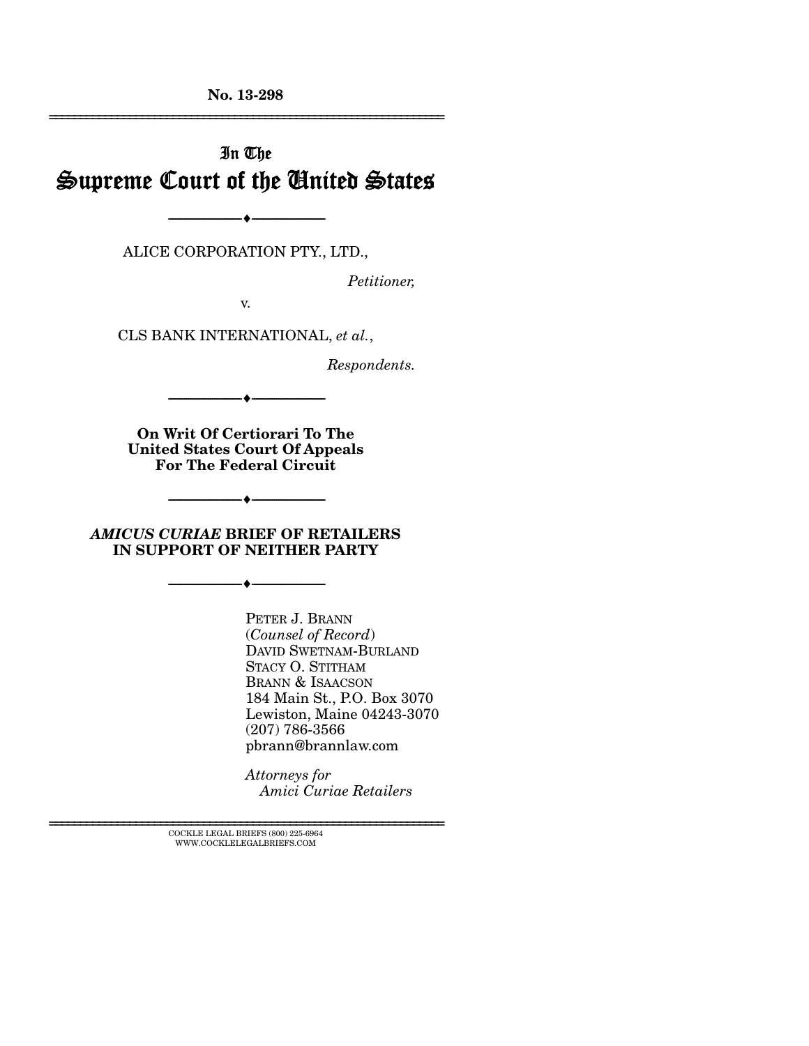**No. 13-298**

---

# In The Supreme Court of the United States

---

ALICE CORPORATION PTY., LTD.,

*Petitioner,*

v.

CLS BANK INTERNATIONAL, *et al.*,

*Respondents.*

---

**On Writ Of Certiorari To The United States Court Of Appeals For The Federal Circuit**

---

***AMICUS CURIAE* BRIEF OF RETAILERS IN SUPPORT OF NEITHER PARTY**

---

PETER J. BRANN
(*Counsel of Record*)
DAVID SWETNAM-BURLAND
STACY O. STITHAM
BRANN & ISAACSON
184 Main St., P.O. Box 3070
Lewiston, Maine 04243-3070
(207) 786-3566
pbrann@brannlaw.com

*Attorneys for Amici Curiae Retailers*

---

COCKLE LEGAL BRIEFS (800) 225-6964
WWW.COCKLELEGALBRIEFS.COM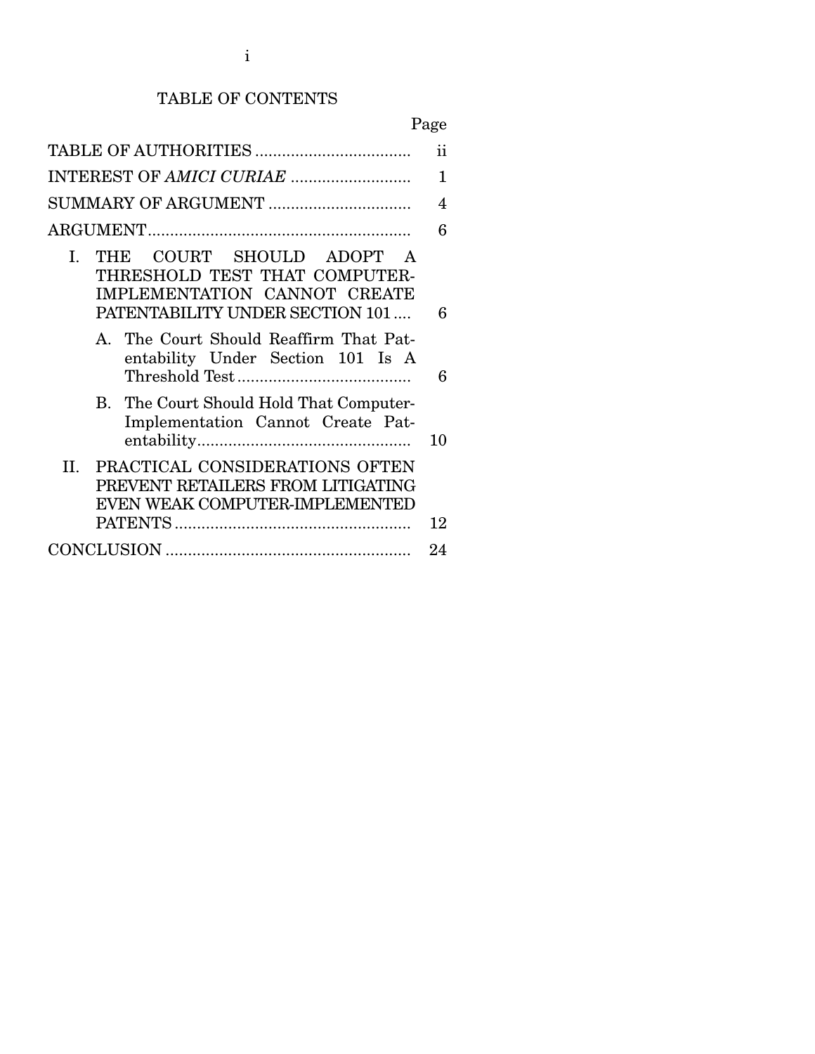# TABLE OF CONTENTS

| | Page |
|---|---|
| TABLE OF AUTHORITIES | ii |
| INTEREST OF *AMICI CURIAE* | 1 |
| SUMMARY OF ARGUMENT | 4 |
| ARGUMENT | 6 |
| I. THE COURT SHOULD ADOPT A THRESHOLD TEST THAT COMPUTER-IMPLEMENTATION CANNOT CREATE PATENTABILITY UNDER SECTION 101 | 6 |
| A. The Court Should Reaffirm That Patentability Under Section 101 Is A Threshold Test | 6 |
| B. The Court Should Hold That Computer-Implementation Cannot Create Patentability | 10 |
| II. PRACTICAL CONSIDERATIONS OFTEN PREVENT RETAILERS FROM LITIGATING EVEN WEAK COMPUTER-IMPLEMENTED PATENTS | 12 |
| CONCLUSION | 24 |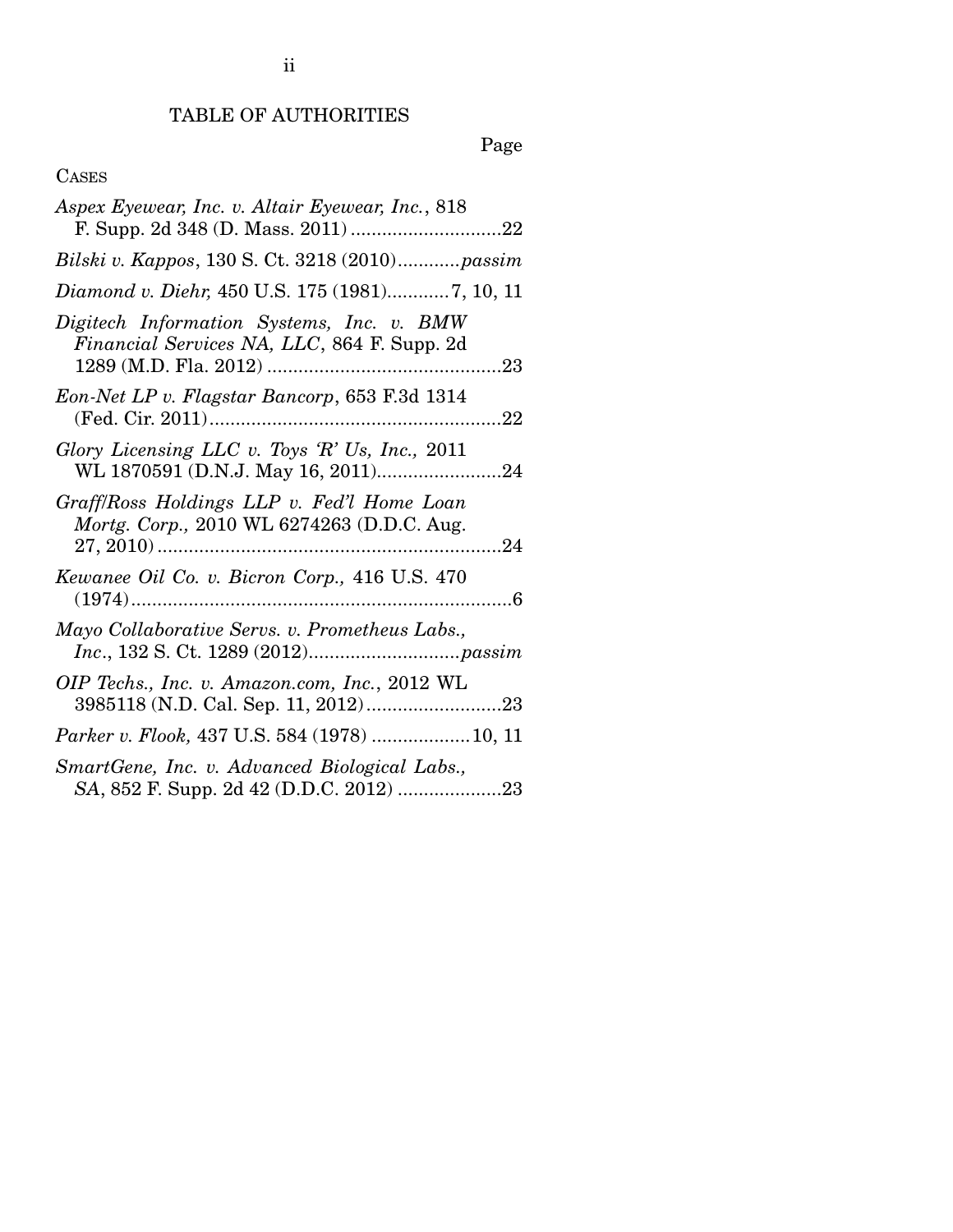# TABLE OF AUTHORITIES

Page

CASES

*Aspex Eyewear, Inc. v. Altair Eyewear, Inc.*, 818 F. Supp. 2d 348 (D. Mass. 2011) .............................22

*Bilski v. Kappos*, 130 S. Ct. 3218 (2010)............*passim*

*Diamond v. Diehr,* 450 U.S. 175 (1981)............7, 10, 11

*Digitech Information Systems, Inc. v. BMW Financial Services NA, LLC*, 864 F. Supp. 2d 1289 (M.D. Fla. 2012) .............................................23

*Eon-Net LP v. Flagstar Bancorp*, 653 F.3d 1314 (Fed. Cir. 2011)........................................................22

*Glory Licensing LLC v. Toys 'R' Us, Inc.,* 2011 WL 1870591 (D.N.J. May 16, 2011)........................24

*Graff/Ross Holdings LLP v. Fed'l Home Loan Mortg. Corp.,* 2010 WL 6274263 (D.D.C. Aug. 27, 2010) ..................................................................24

*Kewanee Oil Co. v. Bicron Corp.,* 416 U.S. 470 (1974).........................................................................6

*Mayo Collaborative Servs. v. Prometheus Labs., Inc.*, 132 S. Ct. 1289 (2012).............................*passim*

*OIP Techs., Inc. v. Amazon.com, Inc.*, 2012 WL 3985118 (N.D. Cal. Sep. 11, 2012)..........................23

*Parker v. Flook,* 437 U.S. 584 (1978) ...................10, 11

*SmartGene, Inc. v. Advanced Biological Labs., SA*, 852 F. Supp. 2d 42 (D.D.C. 2012) ....................23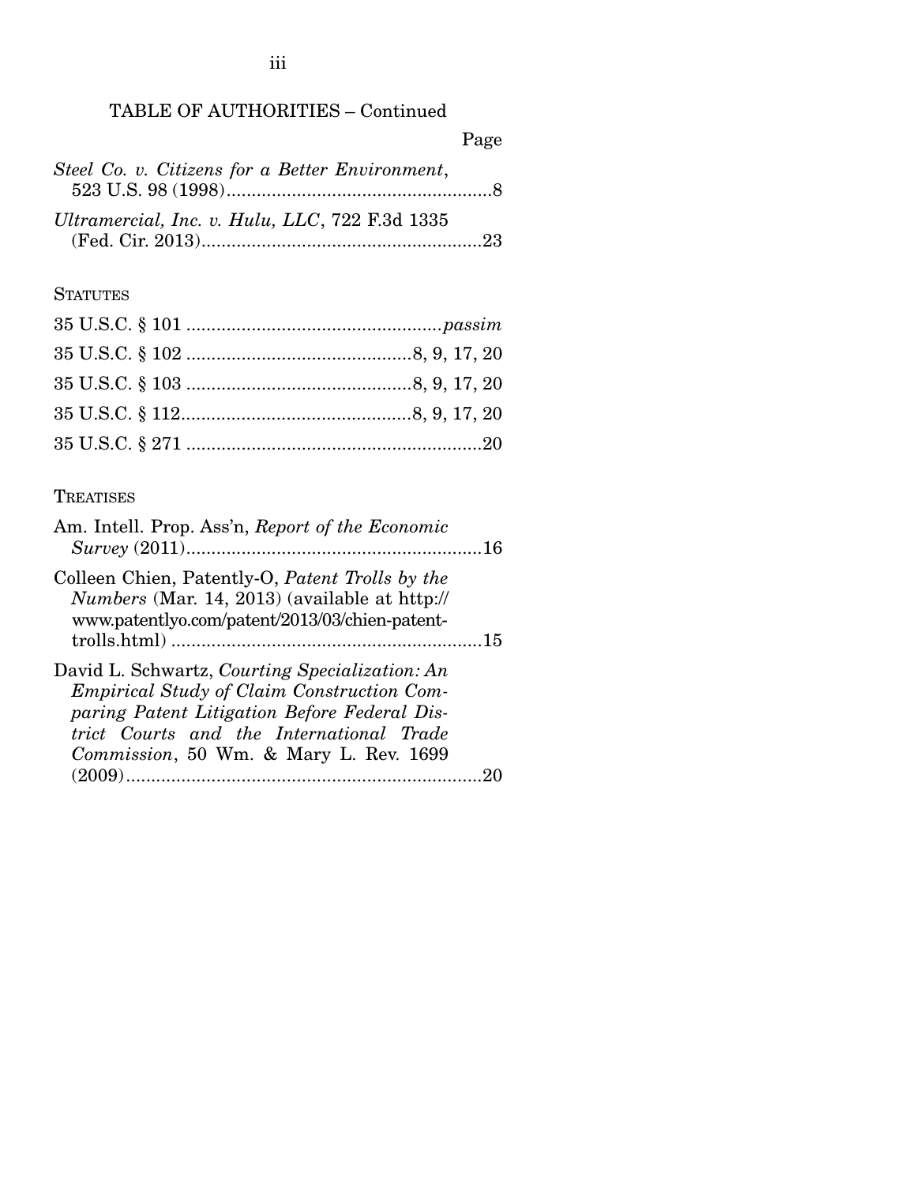TABLE OF AUTHORITIES – Continued

Page

*Steel Co. v. Citizens for a Better Environment*, 523 U.S. 98 (1998).....................................................8

*Ultramercial, Inc. v. Hulu, LLC*, 722 F.3d 1335 (Fed. Cir. 2013).......................................................23

STATUTES

35 U.S.C. § 101 ..................................................*passim*

35 U.S.C. § 102 ............................................8, 9, 17, 20

35 U.S.C. § 103 ............................................8, 9, 17, 20

35 U.S.C. § 112.............................................8, 9, 17, 20

35 U.S.C. § 271 ..........................................................20

TREATISES

Am. Intell. Prop. Ass'n, *Report of the Economic Survey* (2011)..........................................................16

Colleen Chien, Patently-O, *Patent Trolls by the Numbers* (Mar. 14, 2013) (available at http://www.patentlyo.com/patent/2013/03/chien-patent-trolls.html) .............................................................15

David L. Schwartz, *Courting Specialization: An Empirical Study of Claim Construction Comparing Patent Litigation Before Federal District Courts and the International Trade Commission*, 50 Wm. & Mary L. Rev. 1699 (2009).......................................................................20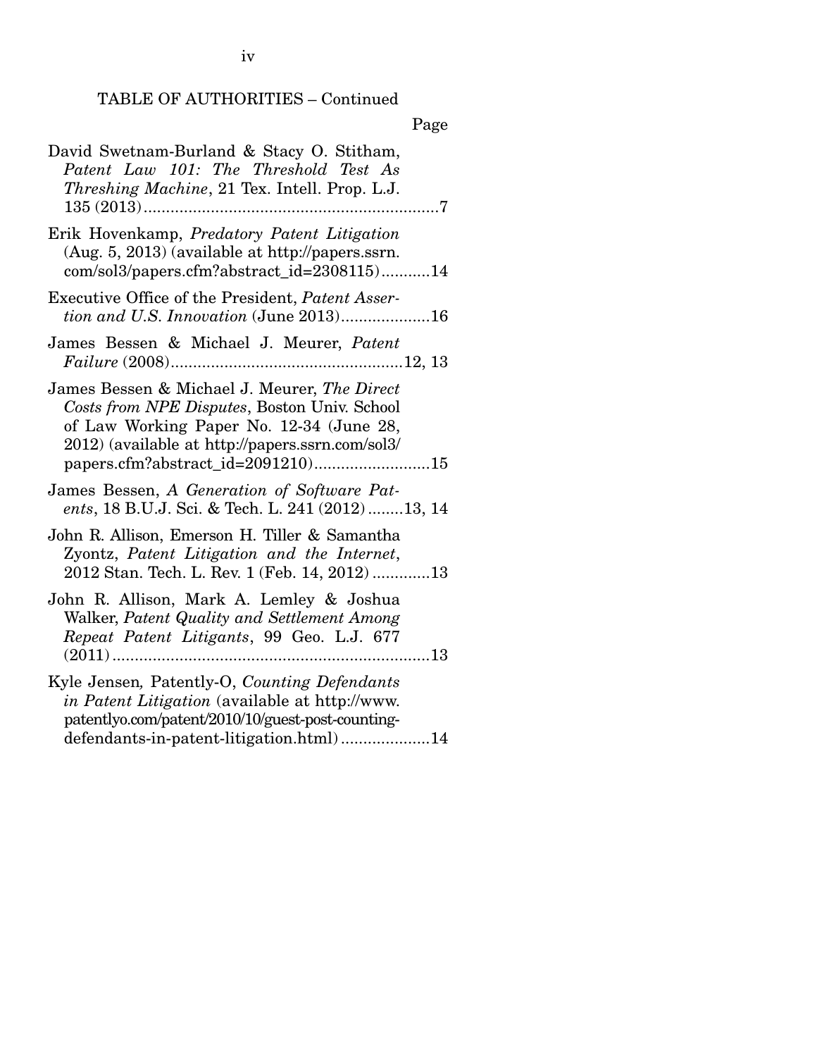TABLE OF AUTHORITIES – Continued

Page

David Swetnam-Burland & Stacy O. Stitham, *Patent Law 101: The Threshold Test As Threshing Machine*, 21 Tex. Intell. Prop. L.J. 135 (2013)....................................................................7

Erik Hovenkamp, *Predatory Patent Litigation* (Aug. 5, 2013) (available at http://papers.ssrn.com/sol3/papers.cfm?abstract_id=2308115)...........14

Executive Office of the President, *Patent Assertion and U.S. Innovation* (June 2013)....................16

James Bessen & Michael J. Meurer, *Patent Failure* (2008)....................................................12, 13

James Bessen & Michael J. Meurer, *The Direct Costs from NPE Disputes*, Boston Univ. School of Law Working Paper No. 12-34 (June 28, 2012) (available at http://papers.ssrn.com/sol3/papers.cfm?abstract_id=2091210)..........................15

James Bessen, *A Generation of Software Patents*, 18 B.U.J. Sci. & Tech. L. 241 (2012)........13, 14

John R. Allison, Emerson H. Tiller & Samantha Zyontz, *Patent Litigation and the Internet*, 2012 Stan. Tech. L. Rev. 1 (Feb. 14, 2012) .............13

John R. Allison, Mark A. Lemley & Joshua Walker, *Patent Quality and Settlement Among Repeat Patent Litigants*, 99 Geo. L.J. 677 (2011).......................................................................13

Kyle Jensen, Patently-O, *Counting Defendants in Patent Litigation* (available at http://www.patentlyo.com/patent/2010/10/guest-post-counting-defendants-in-patent-litigation.html)....................14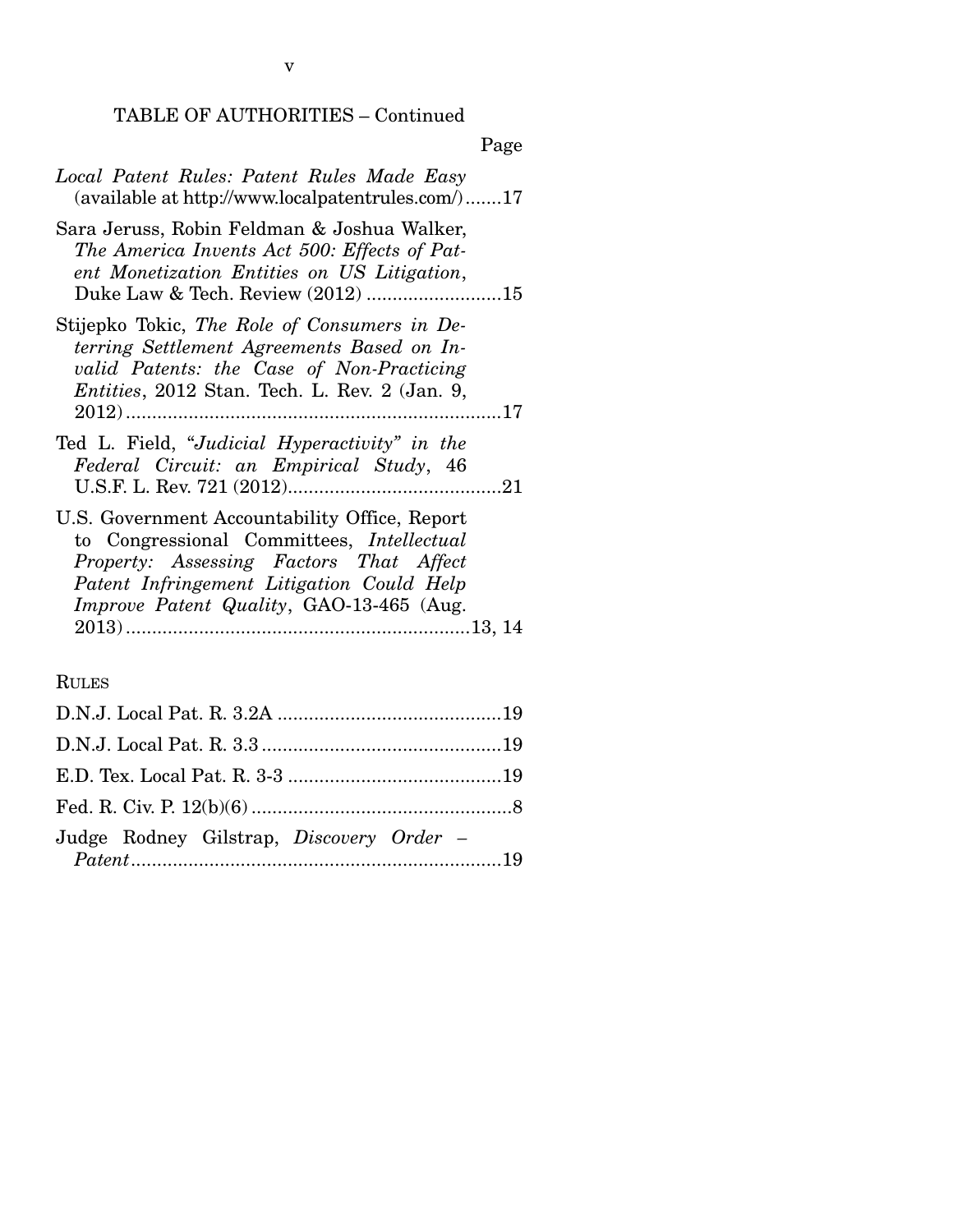TABLE OF AUTHORITIES – Continued

Page

*Local Patent Rules: Patent Rules Made Easy* (available at http://www.localpatentrules.com/) .......17

Sara Jeruss, Robin Feldman & Joshua Walker, *The America Invents Act 500: Effects of Patent Monetization Entities on US Litigation*, Duke Law & Tech. Review (2012) ..........................15

Stijepko Tokic, *The Role of Consumers in Deterring Settlement Agreements Based on Invalid Patents: the Case of Non-Practicing Entities*, 2012 Stan. Tech. L. Rev. 2 (Jan. 9, 2012) ........................................................................17

Ted L. Field, *"Judicial Hyperactivity" in the Federal Circuit: an Empirical Study*, 46 U.S.F. L. Rev. 721 (2012).........................................21

U.S. Government Accountability Office, Report to Congressional Committees, *Intellectual Property: Assessing Factors That Affect Patent Infringement Litigation Could Help Improve Patent Quality*, GAO-13-465 (Aug. 2013) ..................................................................13, 14

RULES

D.N.J. Local Pat. R. 3.2A ...........................................19

D.N.J. Local Pat. R. 3.3 ..............................................19

E.D. Tex. Local Pat. R. 3-3 .........................................19

Fed. R. Civ. P. 12(b)(6) ..................................................8

Judge Rodney Gilstrap, *Discovery Order – Patent* .......................................................................19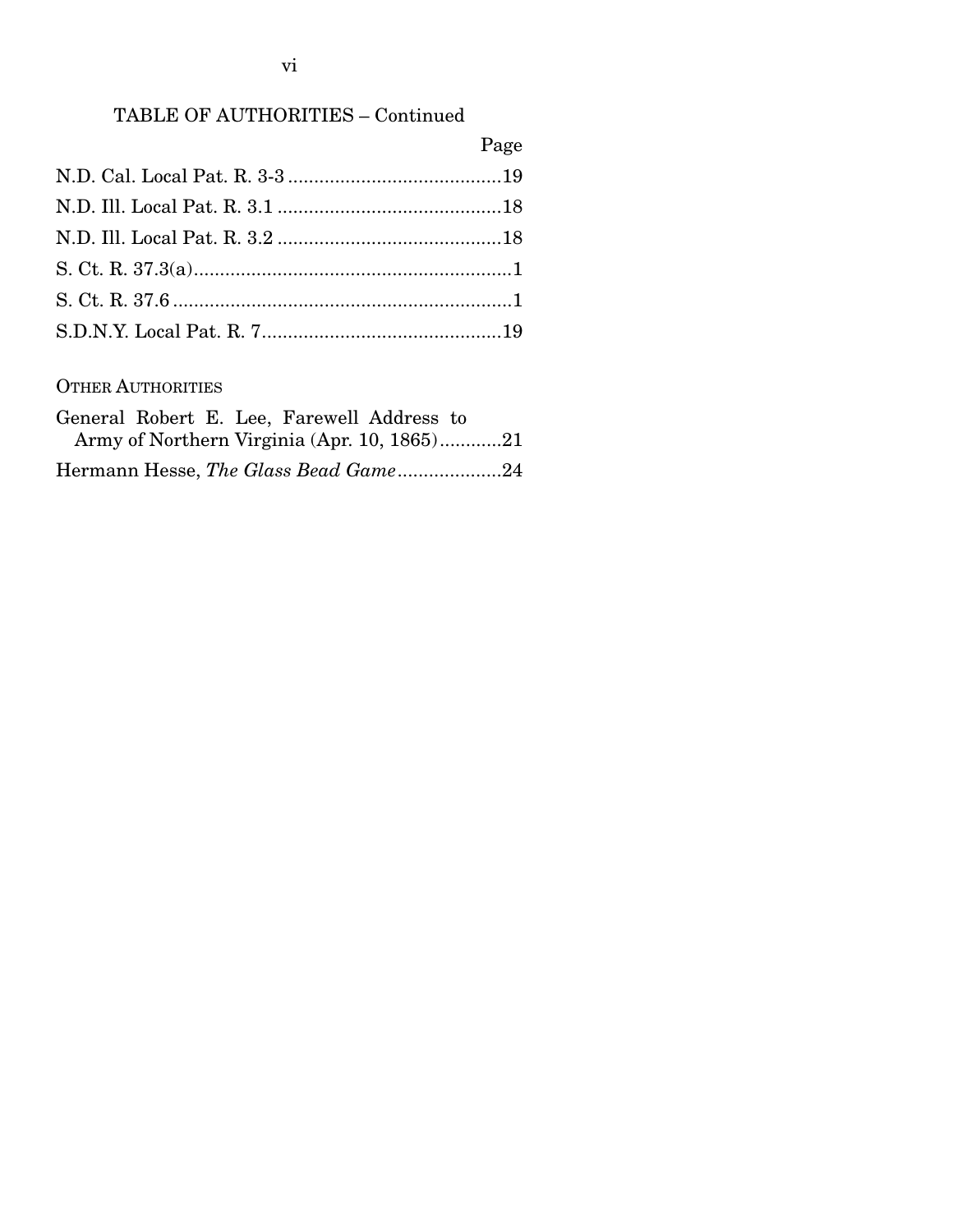TABLE OF AUTHORITIES – Continued

| | Page |
|---|---|
| N.D. Cal. Local Pat. R. 3-3 | 19 |
| N.D. Ill. Local Pat. R. 3.1 | 18 |
| N.D. Ill. Local Pat. R. 3.2 | 18 |
| S. Ct. R. 37.3(a) | 1 |
| S. Ct. R. 37.6 | 1 |
| S.D.N.Y. Local Pat. R. 7 | 19 |

OTHER AUTHORITIES

| | |
|---|---|
| General Robert E. Lee, Farewell Address to Army of Northern Virginia (Apr. 10, 1865) | 21 |
| Hermann Hesse, *The Glass Bead Game* | 24 |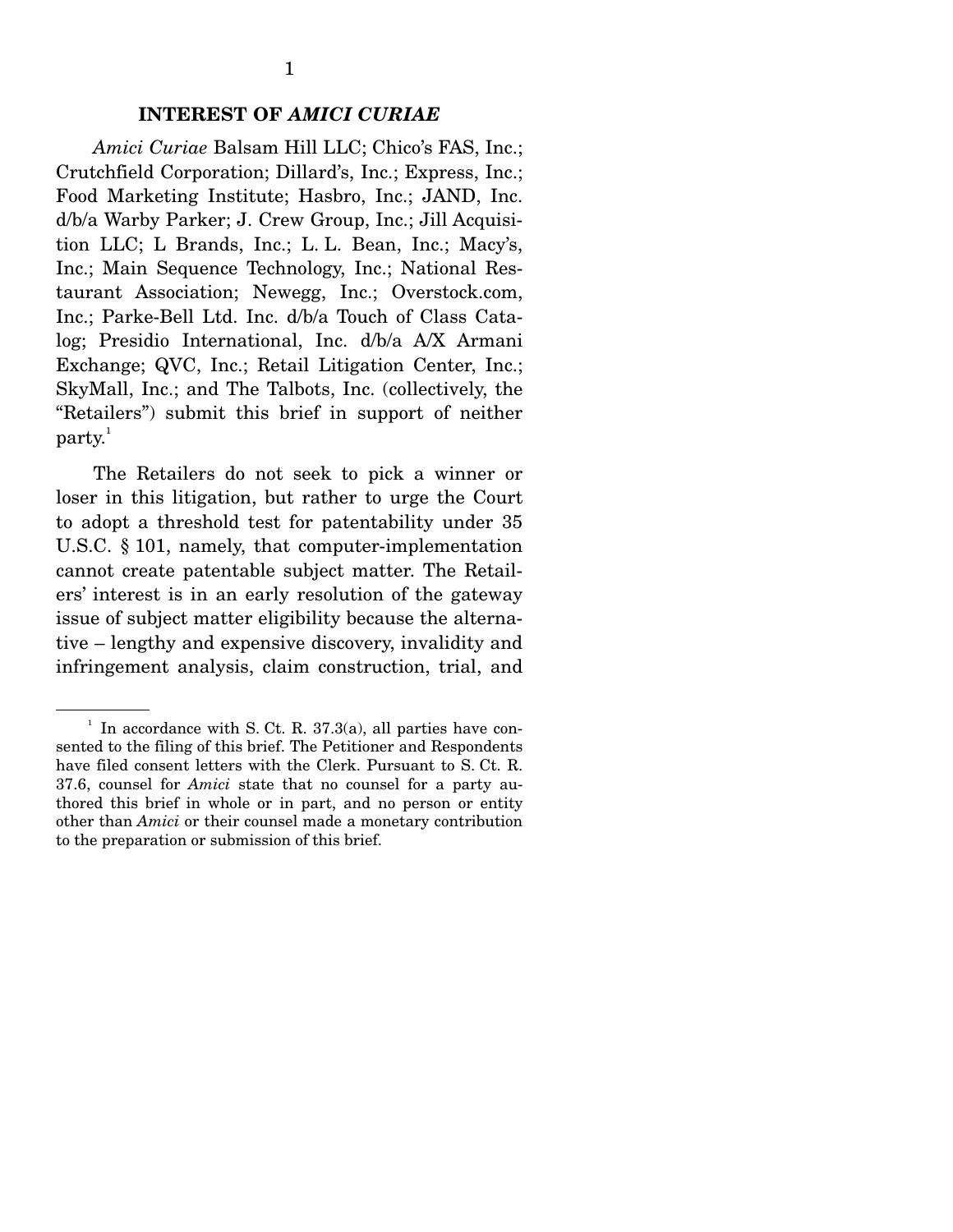## INTEREST OF *AMICI CURIAE*

*Amici Curiae* Balsam Hill LLC; Chico's FAS, Inc.; Crutchfield Corporation; Dillard's, Inc.; Express, Inc.; Food Marketing Institute; Hasbro, Inc.; JAND, Inc. d/b/a Warby Parker; J. Crew Group, Inc.; Jill Acquisition LLC; L Brands, Inc.; L. L. Bean, Inc.; Macy's, Inc.; Main Sequence Technology, Inc.; National Restaurant Association; Newegg, Inc.; Overstock.com, Inc.; Parke-Bell Ltd. Inc. d/b/a Touch of Class Catalog; Presidio International, Inc. d/b/a A/X Armani Exchange; QVC, Inc.; Retail Litigation Center, Inc.; SkyMall, Inc.; and The Talbots, Inc. (collectively, the "Retailers") submit this brief in support of neither party.[1]

The Retailers do not seek to pick a winner or loser in this litigation, but rather to urge the Court to adopt a threshold test for patentability under 35 U.S.C. § 101, namely, that computer-implementation cannot create patentable subject matter. The Retailers' interest is in an early resolution of the gateway issue of subject matter eligibility because the alternative – lengthy and expensive discovery, invalidity and infringement analysis, claim construction, trial, and

---

[1] In accordance with S. Ct. R. 37.3(a), all parties have consented to the filing of this brief. The Petitioner and Respondents have filed consent letters with the Clerk. Pursuant to S. Ct. R. 37.6, counsel for *Amici* state that no counsel for a party authored this brief in whole or in part, and no person or entity other than *Amici* or their counsel made a monetary contribution to the preparation or submission of this brief.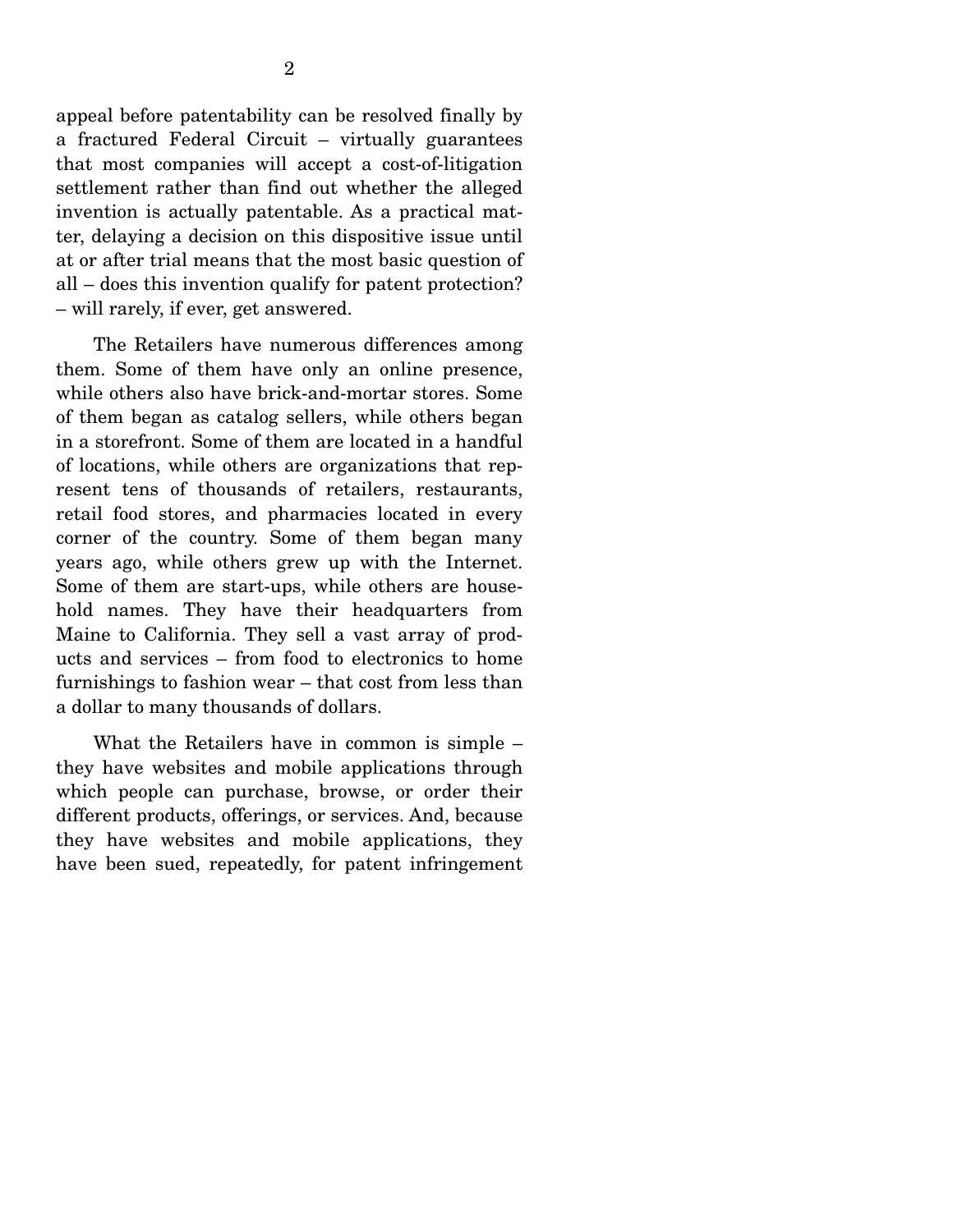appeal before patentability can be resolved finally by a fractured Federal Circuit – virtually guarantees that most companies will accept a cost-of-litigation settlement rather than find out whether the alleged invention is actually patentable. As a practical matter, delaying a decision on this dispositive issue until at or after trial means that the most basic question of all – does this invention qualify for patent protection? – will rarely, if ever, get answered.

The Retailers have numerous differences among them. Some of them have only an online presence, while others also have brick-and-mortar stores. Some of them began as catalog sellers, while others began in a storefront. Some of them are located in a handful of locations, while others are organizations that represent tens of thousands of retailers, restaurants, retail food stores, and pharmacies located in every corner of the country. Some of them began many years ago, while others grew up with the Internet. Some of them are start-ups, while others are household names. They have their headquarters from Maine to California. They sell a vast array of products and services – from food to electronics to home furnishings to fashion wear – that cost from less than a dollar to many thousands of dollars.

What the Retailers have in common is simple – they have websites and mobile applications through which people can purchase, browse, or order their different products, offerings, or services. And, because they have websites and mobile applications, they have been sued, repeatedly, for patent infringement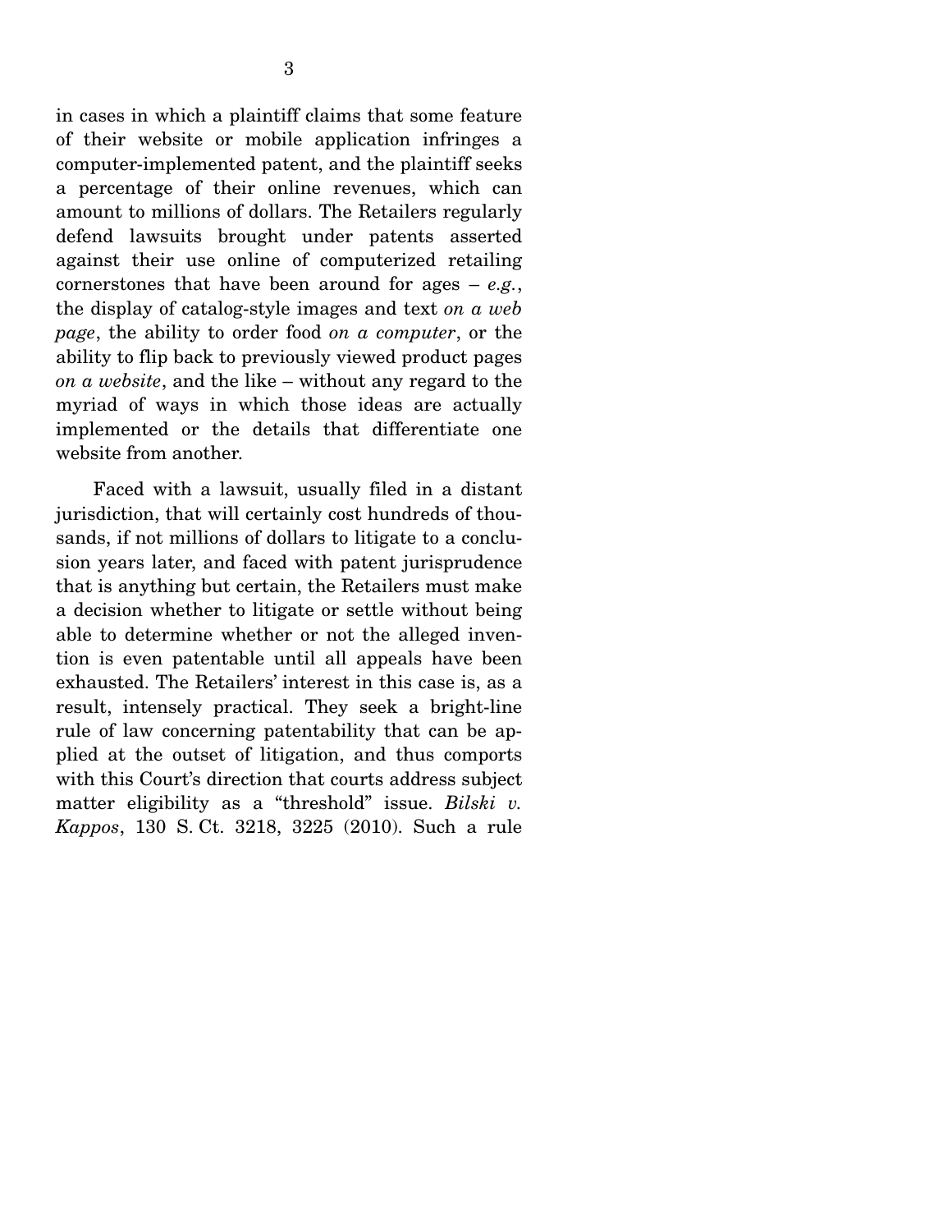in cases in which a plaintiff claims that some feature of their website or mobile application infringes a computer-implemented patent, and the plaintiff seeks a percentage of their online revenues, which can amount to millions of dollars. The Retailers regularly defend lawsuits brought under patents asserted against their use online of computerized retailing cornerstones that have been around for ages – *e.g.*, the display of catalog-style images and text *on a web page*, the ability to order food *on a computer*, or the ability to flip back to previously viewed product pages *on a website*, and the like – without any regard to the myriad of ways in which those ideas are actually implemented or the details that differentiate one website from another.

Faced with a lawsuit, usually filed in a distant jurisdiction, that will certainly cost hundreds of thousands, if not millions of dollars to litigate to a conclusion years later, and faced with patent jurisprudence that is anything but certain, the Retailers must make a decision whether to litigate or settle without being able to determine whether or not the alleged invention is even patentable until all appeals have been exhausted. The Retailers' interest in this case is, as a result, intensely practical. They seek a bright-line rule of law concerning patentability that can be applied at the outset of litigation, and thus comports with this Court's direction that courts address subject matter eligibility as a "threshold" issue. *Bilski v. Kappos*, 130 S. Ct. 3218, 3225 (2010). Such a rule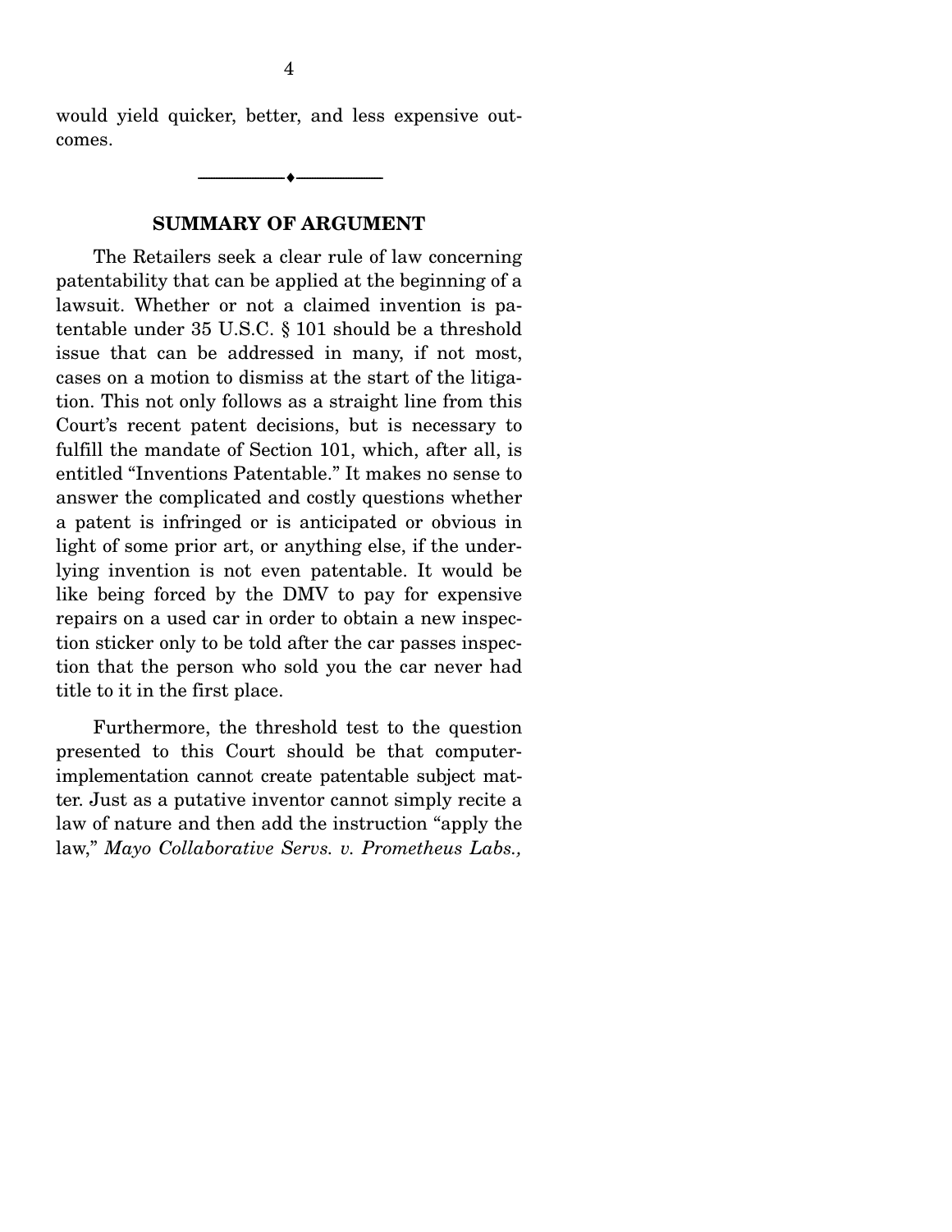would yield quicker, better, and less expensive outcomes.

---

## SUMMARY OF ARGUMENT

The Retailers seek a clear rule of law concerning patentability that can be applied at the beginning of a lawsuit. Whether or not a claimed invention is patentable under 35 U.S.C. § 101 should be a threshold issue that can be addressed in many, if not most, cases on a motion to dismiss at the start of the litigation. This not only follows as a straight line from this Court's recent patent decisions, but is necessary to fulfill the mandate of Section 101, which, after all, is entitled "Inventions Patentable." It makes no sense to answer the complicated and costly questions whether a patent is infringed or is anticipated or obvious in light of some prior art, or anything else, if the underlying invention is not even patentable. It would be like being forced by the DMV to pay for expensive repairs on a used car in order to obtain a new inspection sticker only to be told after the car passes inspection that the person who sold you the car never had title to it in the first place.

Furthermore, the threshold test to the question presented to this Court should be that computer-implementation cannot create patentable subject matter. Just as a putative inventor cannot simply recite a law of nature and then add the instruction "apply the law," *Mayo Collaborative Servs. v. Prometheus Labs.,*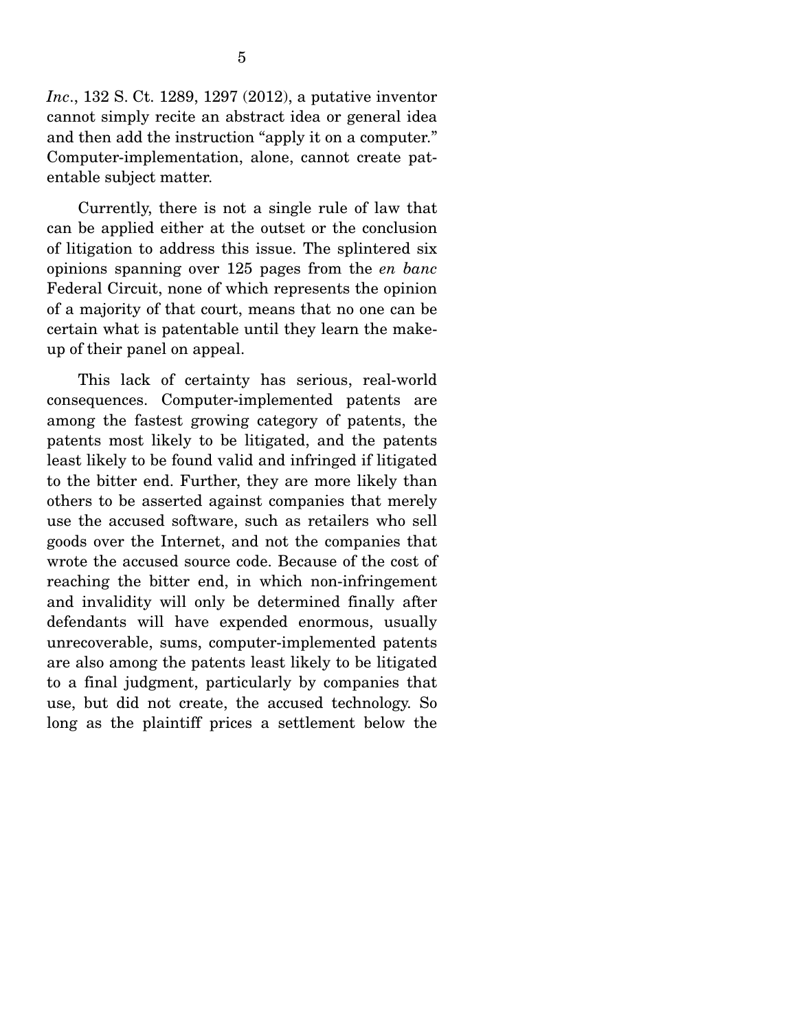*Inc*., 132 S. Ct. 1289, 1297 (2012), a putative inventor cannot simply recite an abstract idea or general idea and then add the instruction "apply it on a computer." Computer-implementation, alone, cannot create patentable subject matter.

Currently, there is not a single rule of law that can be applied either at the outset or the conclusion of litigation to address this issue. The splintered six opinions spanning over 125 pages from the *en banc* Federal Circuit, none of which represents the opinion of a majority of that court, means that no one can be certain what is patentable until they learn the makeup of their panel on appeal.

This lack of certainty has serious, real-world consequences. Computer-implemented patents are among the fastest growing category of patents, the patents most likely to be litigated, and the patents least likely to be found valid and infringed if litigated to the bitter end. Further, they are more likely than others to be asserted against companies that merely use the accused software, such as retailers who sell goods over the Internet, and not the companies that wrote the accused source code. Because of the cost of reaching the bitter end, in which non-infringement and invalidity will only be determined finally after defendants will have expended enormous, usually unrecoverable, sums, computer-implemented patents are also among the patents least likely to be litigated to a final judgment, particularly by companies that use, but did not create, the accused technology. So long as the plaintiff prices a settlement below the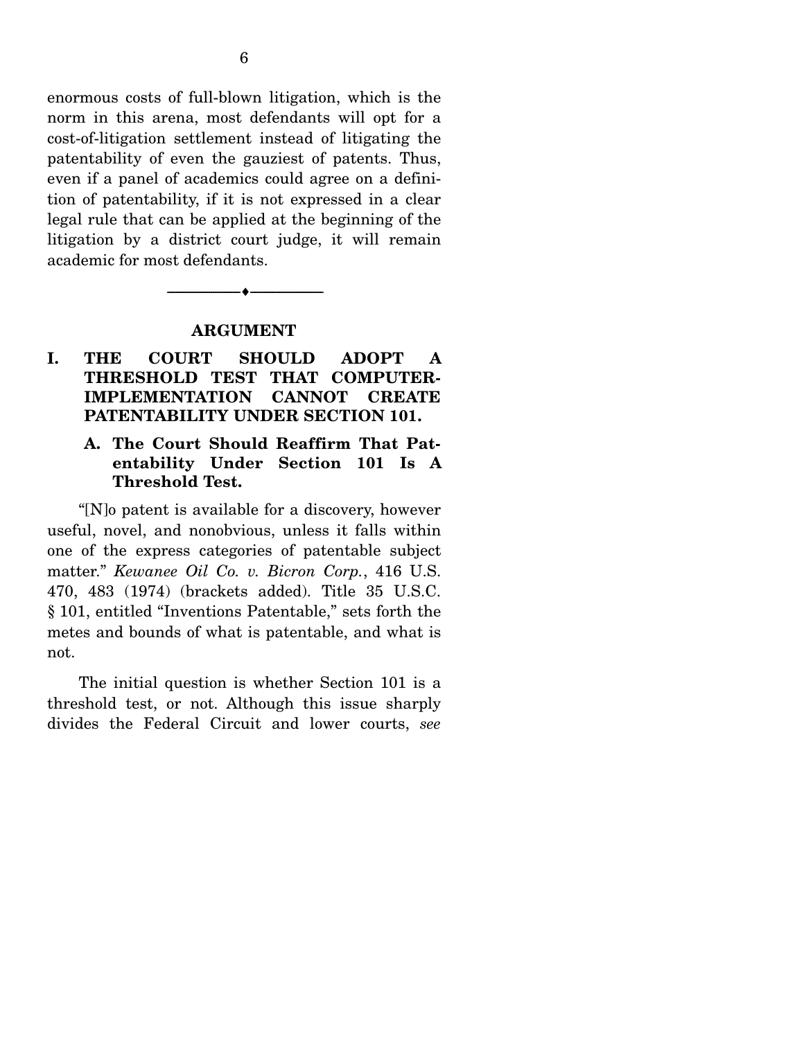enormous costs of full-blown litigation, which is the norm in this arena, most defendants will opt for a cost-of-litigation settlement instead of litigating the patentability of even the gauziest of patents. Thus, even if a panel of academics could agree on a definition of patentability, if it is not expressed in a clear legal rule that can be applied at the beginning of the litigation by a district court judge, it will remain academic for most defendants.

---

## ARGUMENT

### I. THE COURT SHOULD ADOPT A THRESHOLD TEST THAT COMPUTER-IMPLEMENTATION CANNOT CREATE PATENTABILITY UNDER SECTION 101.

#### A. The Court Should Reaffirm That Patentability Under Section 101 Is A Threshold Test.

"[N]o patent is available for a discovery, however useful, novel, and nonobvious, unless it falls within one of the express categories of patentable subject matter." *Kewanee Oil Co. v. Bicron Corp.*, 416 U.S. 470, 483 (1974) (brackets added). Title 35 U.S.C. § 101, entitled "Inventions Patentable," sets forth the metes and bounds of what is patentable, and what is not.

The initial question is whether Section 101 is a threshold test, or not. Although this issue sharply divides the Federal Circuit and lower courts, *see*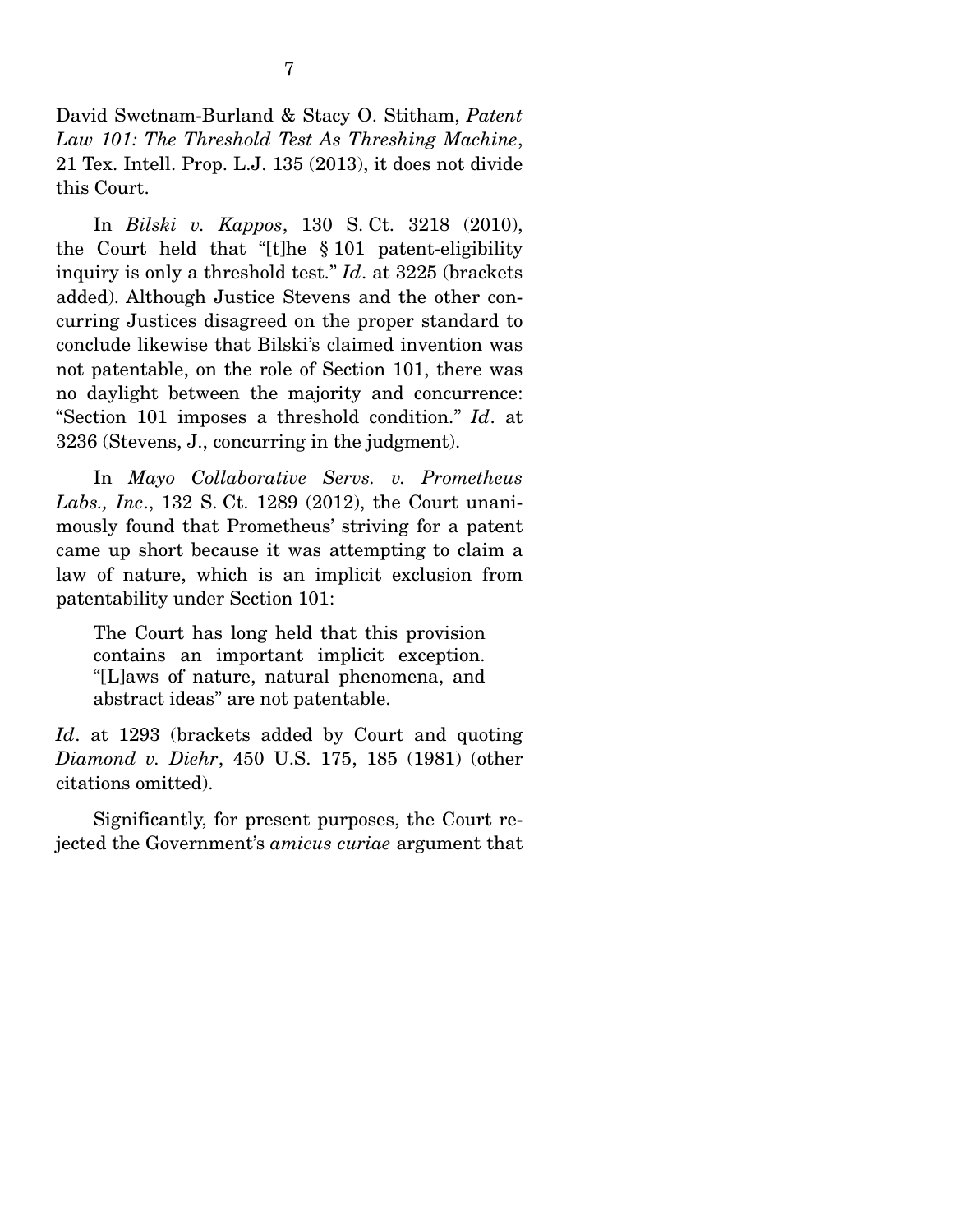David Swetnam-Burland & Stacy O. Stitham, *Patent Law 101: The Threshold Test As Threshing Machine*, 21 Tex. Intell. Prop. L.J. 135 (2013), it does not divide this Court.

In *Bilski v. Kappos*, 130 S. Ct. 3218 (2010), the Court held that "[t]he § 101 patent-eligibility inquiry is only a threshold test." *Id*. at 3225 (brackets added). Although Justice Stevens and the other concurring Justices disagreed on the proper standard to conclude likewise that Bilski's claimed invention was not patentable, on the role of Section 101, there was no daylight between the majority and concurrence: "Section 101 imposes a threshold condition." *Id*. at 3236 (Stevens, J., concurring in the judgment).

In *Mayo Collaborative Servs. v. Prometheus Labs., Inc*., 132 S. Ct. 1289 (2012), the Court unanimously found that Prometheus' striving for a patent came up short because it was attempting to claim a law of nature, which is an implicit exclusion from patentability under Section 101:

> The Court has long held that this provision contains an important implicit exception. "[L]aws of nature, natural phenomena, and abstract ideas" are not patentable.

*Id*. at 1293 (brackets added by Court and quoting *Diamond v. Diehr*, 450 U.S. 175, 185 (1981) (other citations omitted).

Significantly, for present purposes, the Court rejected the Government's *amicus curiae* argument that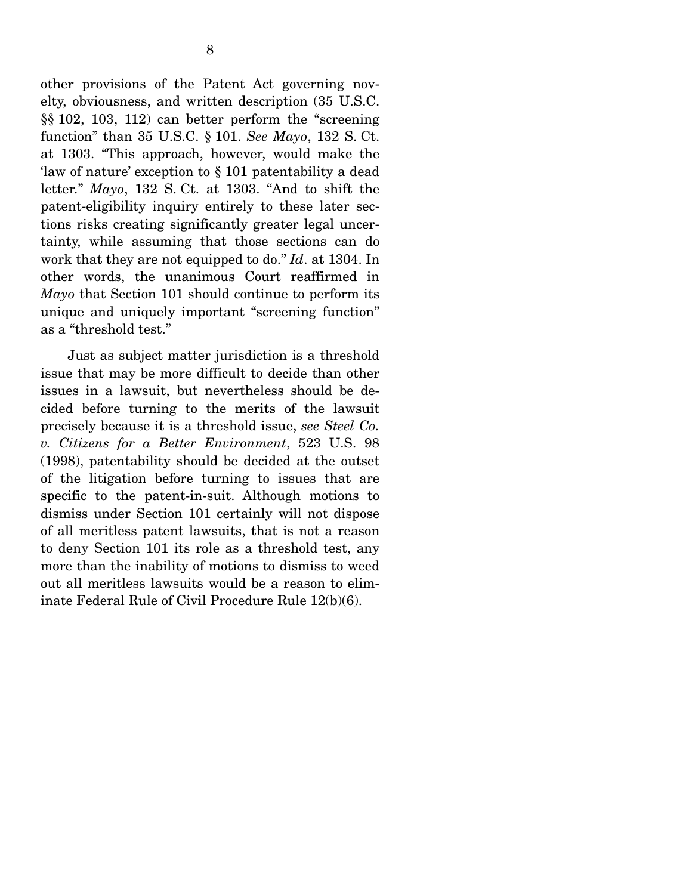other provisions of the Patent Act governing novelty, obviousness, and written description (35 U.S.C. §§ 102, 103, 112) can better perform the "screening function" than 35 U.S.C. § 101. *See Mayo*, 132 S. Ct. at 1303. "This approach, however, would make the 'law of nature' exception to § 101 patentability a dead letter." *Mayo*, 132 S. Ct. at 1303. "And to shift the patent-eligibility inquiry entirely to these later sections risks creating significantly greater legal uncertainty, while assuming that those sections can do work that they are not equipped to do." *Id*. at 1304. In other words, the unanimous Court reaffirmed in *Mayo* that Section 101 should continue to perform its unique and uniquely important "screening function" as a "threshold test."

Just as subject matter jurisdiction is a threshold issue that may be more difficult to decide than other issues in a lawsuit, but nevertheless should be decided before turning to the merits of the lawsuit precisely because it is a threshold issue, *see Steel Co. v. Citizens for a Better Environment*, 523 U.S. 98 (1998), patentability should be decided at the outset of the litigation before turning to issues that are specific to the patent-in-suit. Although motions to dismiss under Section 101 certainly will not dispose of all meritless patent lawsuits, that is not a reason to deny Section 101 its role as a threshold test, any more than the inability of motions to dismiss to weed out all meritless lawsuits would be a reason to eliminate Federal Rule of Civil Procedure Rule 12(b)(6).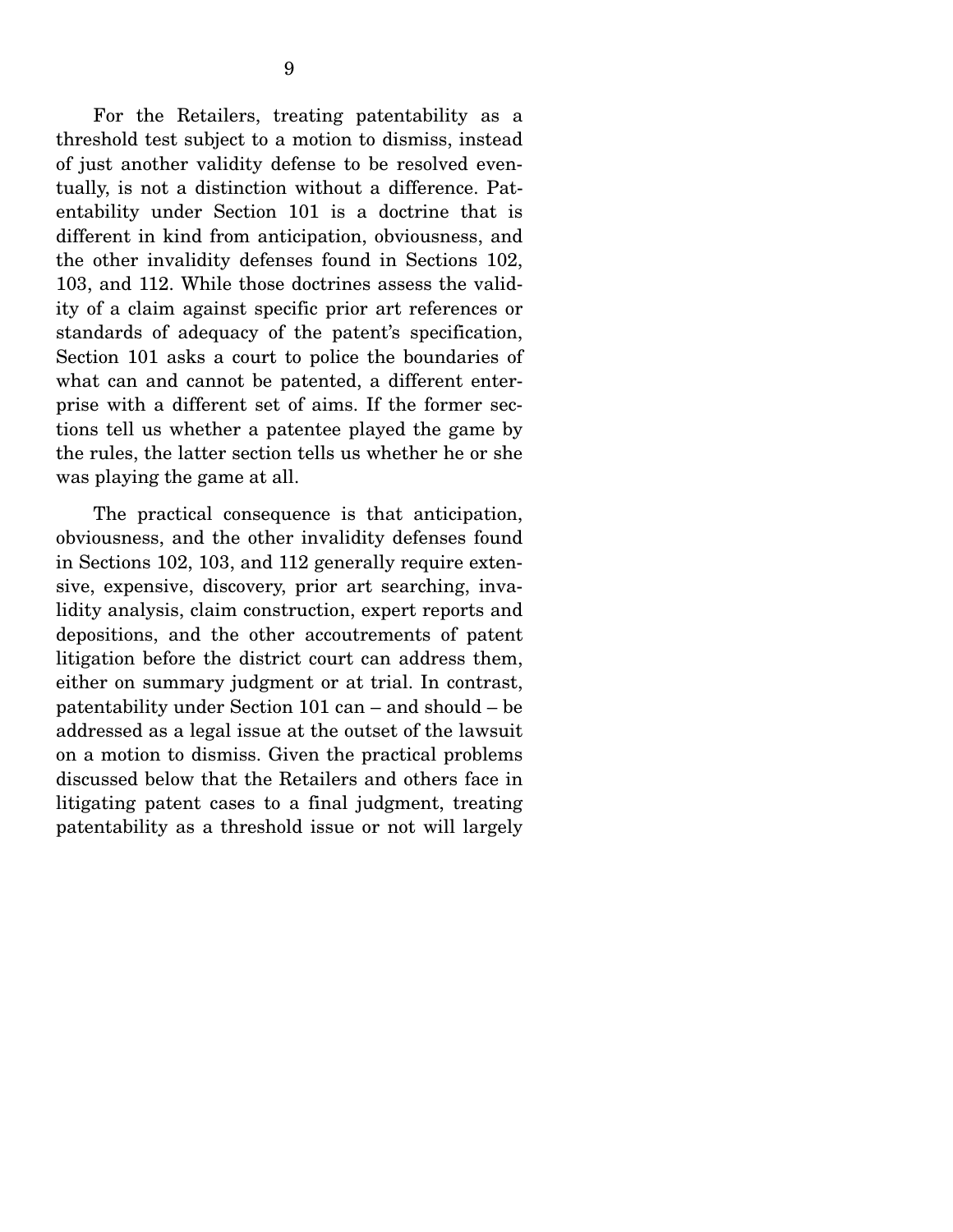For the Retailers, treating patentability as a threshold test subject to a motion to dismiss, instead of just another validity defense to be resolved eventually, is not a distinction without a difference. Patentability under Section 101 is a doctrine that is different in kind from anticipation, obviousness, and the other invalidity defenses found in Sections 102, 103, and 112. While those doctrines assess the validity of a claim against specific prior art references or standards of adequacy of the patent's specification, Section 101 asks a court to police the boundaries of what can and cannot be patented, a different enterprise with a different set of aims. If the former sections tell us whether a patentee played the game by the rules, the latter section tells us whether he or she was playing the game at all.

The practical consequence is that anticipation, obviousness, and the other invalidity defenses found in Sections 102, 103, and 112 generally require extensive, expensive, discovery, prior art searching, invalidity analysis, claim construction, expert reports and depositions, and the other accoutrements of patent litigation before the district court can address them, either on summary judgment or at trial. In contrast, patentability under Section 101 can – and should – be addressed as a legal issue at the outset of the lawsuit on a motion to dismiss. Given the practical problems discussed below that the Retailers and others face in litigating patent cases to a final judgment, treating patentability as a threshold issue or not will largely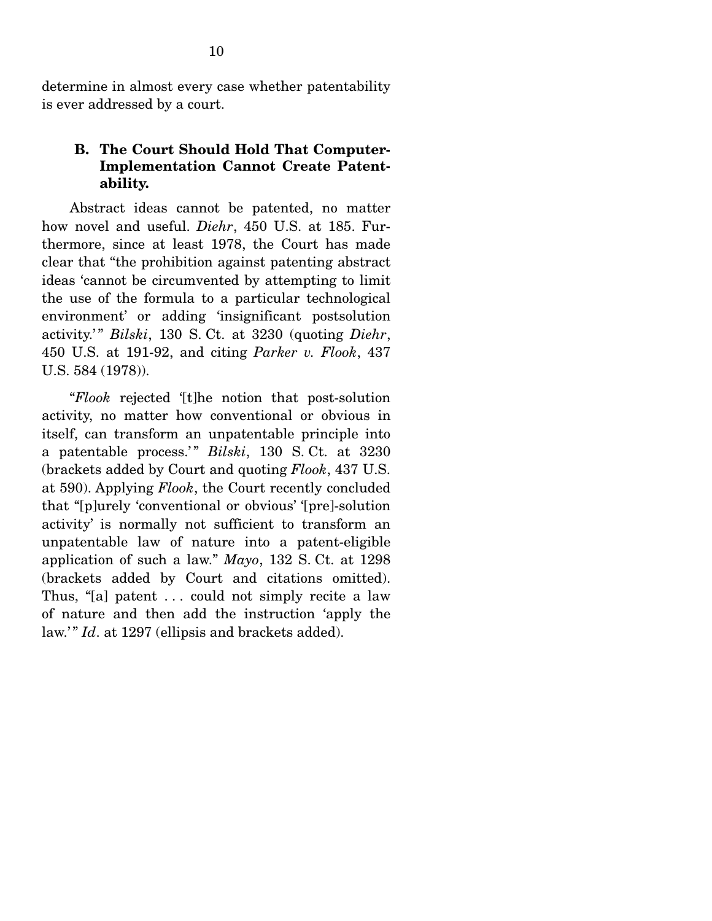determine in almost every case whether patentability is ever addressed by a court.

### B. The Court Should Hold That Computer-Implementation Cannot Create Patentability.

Abstract ideas cannot be patented, no matter how novel and useful. *Diehr*, 450 U.S. at 185. Furthermore, since at least 1978, the Court has made clear that "the prohibition against patenting abstract ideas 'cannot be circumvented by attempting to limit the use of the formula to a particular technological environment' or adding 'insignificant postsolution activity.'" *Bilski*, 130 S. Ct. at 3230 (quoting *Diehr*, 450 U.S. at 191-92, and citing *Parker v. Flook*, 437 U.S. 584 (1978)).

"*Flook* rejected '[t]he notion that post-solution activity, no matter how conventional or obvious in itself, can transform an unpatentable principle into a patentable process.'" *Bilski*, 130 S. Ct. at 3230 (brackets added by Court and quoting *Flook*, 437 U.S. at 590). Applying *Flook*, the Court recently concluded that "[p]urely 'conventional or obvious' '[pre]-solution activity' is normally not sufficient to transform an unpatentable law of nature into a patent-eligible application of such a law." *Mayo*, 132 S. Ct. at 1298 (brackets added by Court and citations omitted). Thus, "[a] patent . . . could not simply recite a law of nature and then add the instruction 'apply the law.'" *Id*. at 1297 (ellipsis and brackets added).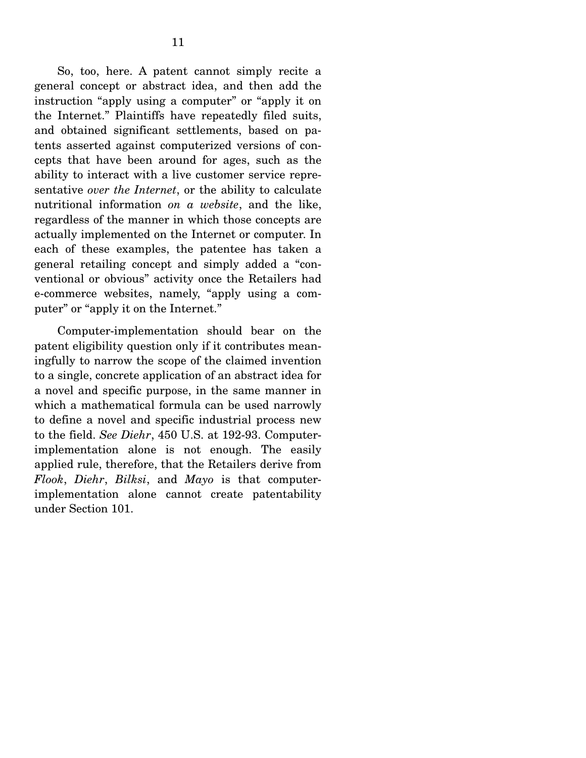So, too, here. A patent cannot simply recite a general concept or abstract idea, and then add the instruction "apply using a computer" or "apply it on the Internet." Plaintiffs have repeatedly filed suits, and obtained significant settlements, based on patents asserted against computerized versions of concepts that have been around for ages, such as the ability to interact with a live customer service representative *over the Internet*, or the ability to calculate nutritional information *on a website*, and the like, regardless of the manner in which those concepts are actually implemented on the Internet or computer. In each of these examples, the patentee has taken a general retailing concept and simply added a "conventional or obvious" activity once the Retailers had e-commerce websites, namely, "apply using a computer" or "apply it on the Internet."

Computer-implementation should bear on the patent eligibility question only if it contributes meaningfully to narrow the scope of the claimed invention to a single, concrete application of an abstract idea for a novel and specific purpose, in the same manner in which a mathematical formula can be used narrowly to define a novel and specific industrial process new to the field. *See Diehr*, 450 U.S. at 192-93. Computer-implementation alone is not enough. The easily applied rule, therefore, that the Retailers derive from *Flook*, *Diehr*, *Bilksi*, and *Mayo* is that computer-implementation alone cannot create patentability under Section 101.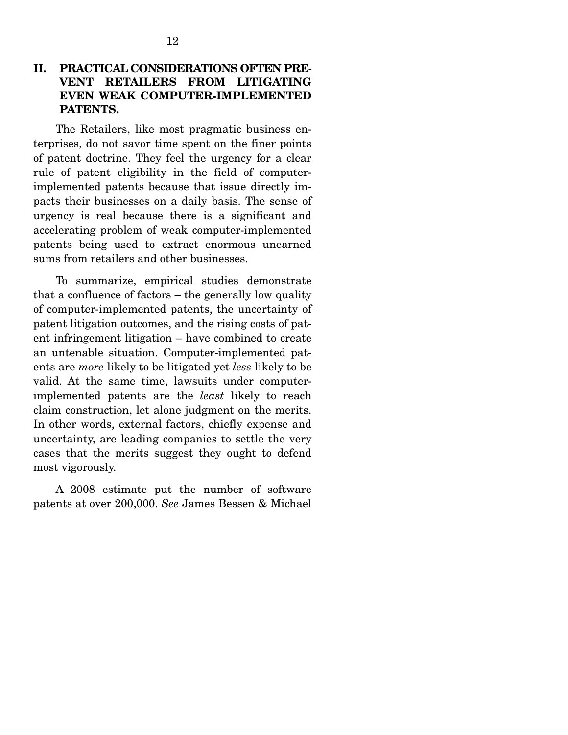## II. PRACTICAL CONSIDERATIONS OFTEN PREVENT RETAILERS FROM LITIGATING EVEN WEAK COMPUTER-IMPLEMENTED PATENTS.

The Retailers, like most pragmatic business enterprises, do not savor time spent on the finer points of patent doctrine. They feel the urgency for a clear rule of patent eligibility in the field of computer-implemented patents because that issue directly impacts their businesses on a daily basis. The sense of urgency is real because there is a significant and accelerating problem of weak computer-implemented patents being used to extract enormous unearned sums from retailers and other businesses.

To summarize, empirical studies demonstrate that a confluence of factors – the generally low quality of computer-implemented patents, the uncertainty of patent litigation outcomes, and the rising costs of patent infringement litigation – have combined to create an untenable situation. Computer-implemented patents are *more* likely to be litigated yet *less* likely to be valid. At the same time, lawsuits under computer-implemented patents are the *least* likely to reach claim construction, let alone judgment on the merits. In other words, external factors, chiefly expense and uncertainty, are leading companies to settle the very cases that the merits suggest they ought to defend most vigorously.

A 2008 estimate put the number of software patents at over 200,000. *See* James Bessen & Michael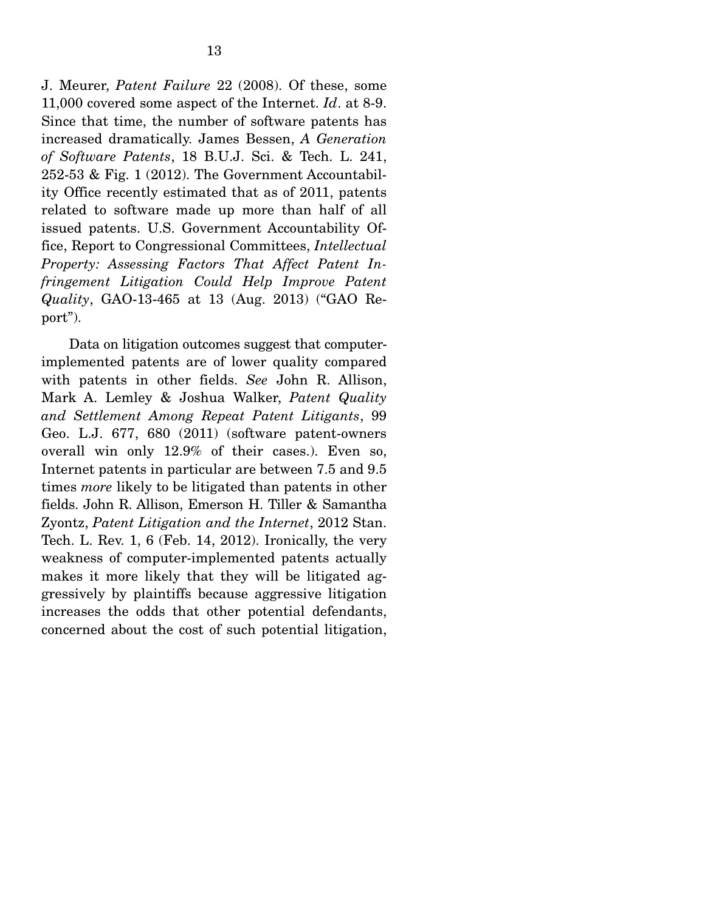J. Meurer, *Patent Failure* 22 (2008). Of these, some 11,000 covered some aspect of the Internet. *Id*. at 8-9. Since that time, the number of software patents has increased dramatically. James Bessen, *A Generation of Software Patents*, 18 B.U.J. Sci. & Tech. L. 241, 252-53 & Fig. 1 (2012). The Government Accountability Office recently estimated that as of 2011, patents related to software made up more than half of all issued patents. U.S. Government Accountability Office, Report to Congressional Committees, *Intellectual Property: Assessing Factors That Affect Patent Infringement Litigation Could Help Improve Patent Quality*, GAO-13-465 at 13 (Aug. 2013) ("GAO Report").

Data on litigation outcomes suggest that computer-implemented patents are of lower quality compared with patents in other fields. *See* John R. Allison, Mark A. Lemley & Joshua Walker, *Patent Quality and Settlement Among Repeat Patent Litigants*, 99 Geo. L.J. 677, 680 (2011) (software patent-owners overall win only 12.9% of their cases.). Even so, Internet patents in particular are between 7.5 and 9.5 times *more* likely to be litigated than patents in other fields. John R. Allison, Emerson H. Tiller & Samantha Zyontz, *Patent Litigation and the Internet*, 2012 Stan. Tech. L. Rev. 1, 6 (Feb. 14, 2012). Ironically, the very weakness of computer-implemented patents actually makes it more likely that they will be litigated aggressively by plaintiffs because aggressive litigation increases the odds that other potential defendants, concerned about the cost of such potential litigation,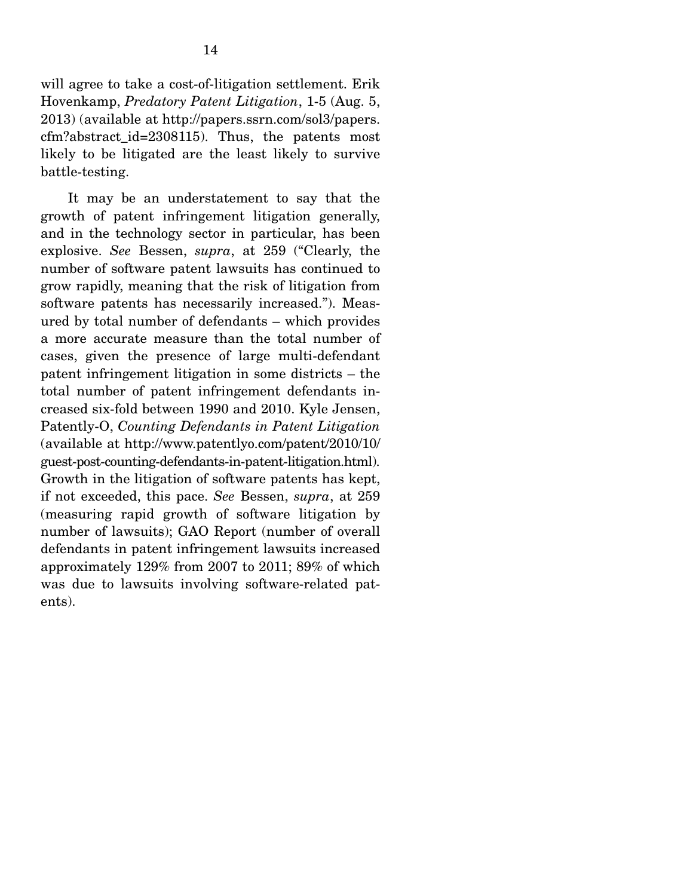will agree to take a cost-of-litigation settlement. Erik Hovenkamp, *Predatory Patent Litigation*, 1-5 (Aug. 5, 2013) (available at http://papers.ssrn.com/sol3/papers.cfm?abstract_id=2308115). Thus, the patents most likely to be litigated are the least likely to survive battle-testing.

It may be an understatement to say that the growth of patent infringement litigation generally, and in the technology sector in particular, has been explosive. *See* Bessen, *supra*, at 259 ("Clearly, the number of software patent lawsuits has continued to grow rapidly, meaning that the risk of litigation from software patents has necessarily increased."). Measured by total number of defendants – which provides a more accurate measure than the total number of cases, given the presence of large multi-defendant patent infringement litigation in some districts – the total number of patent infringement defendants increased six-fold between 1990 and 2010. Kyle Jensen, Patently-O, *Counting Defendants in Patent Litigation* (available at http://www.patentlyo.com/patent/2010/10/guest-post-counting-defendants-in-patent-litigation.html). Growth in the litigation of software patents has kept, if not exceeded, this pace. *See* Bessen, *supra*, at 259 (measuring rapid growth of software litigation by number of lawsuits); GAO Report (number of overall defendants in patent infringement lawsuits increased approximately 129% from 2007 to 2011; 89% of which was due to lawsuits involving software-related patents).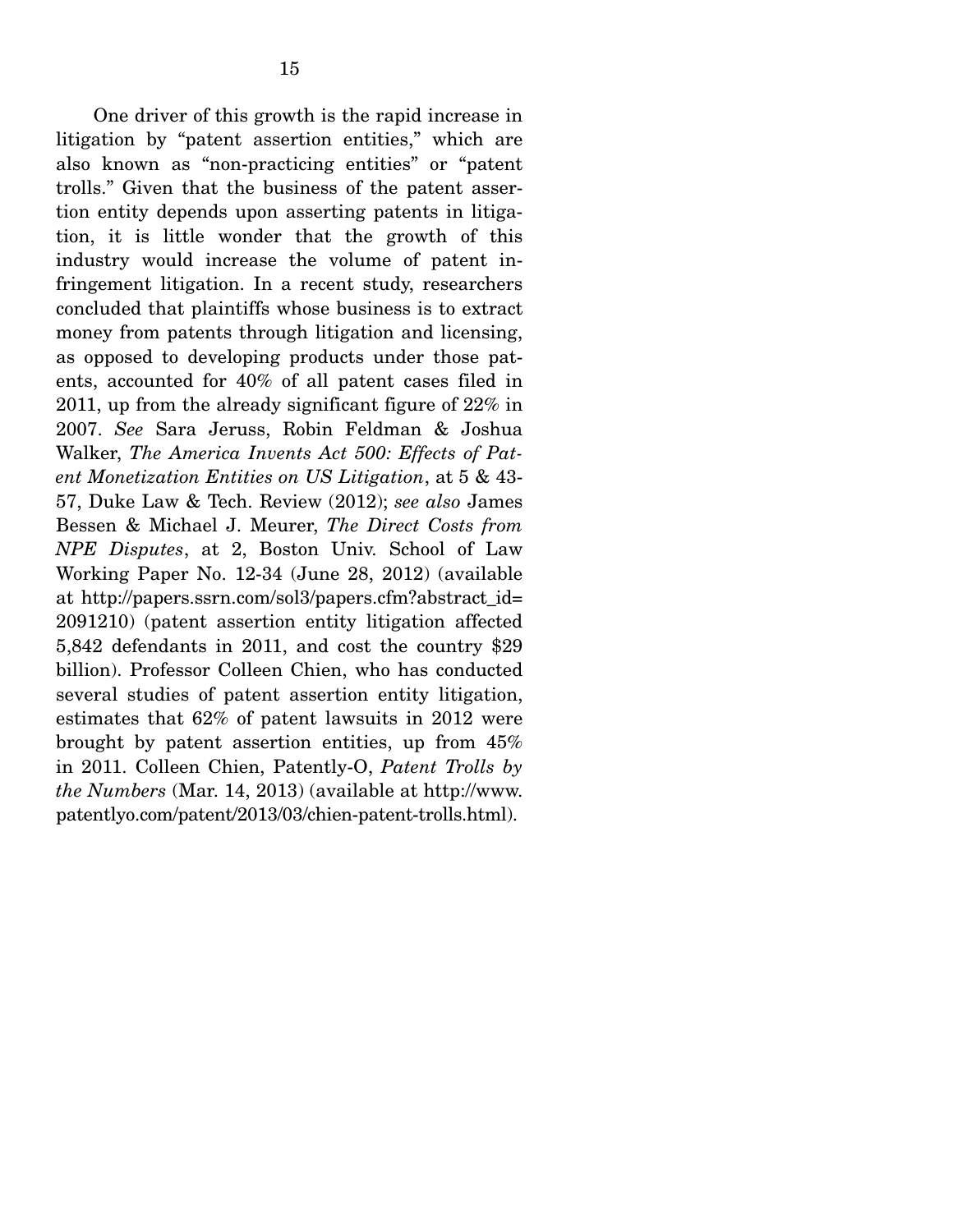One driver of this growth is the rapid increase in litigation by "patent assertion entities," which are also known as "non-practicing entities" or "patent trolls." Given that the business of the patent assertion entity depends upon asserting patents in litigation, it is little wonder that the growth of this industry would increase the volume of patent infringement litigation. In a recent study, researchers concluded that plaintiffs whose business is to extract money from patents through litigation and licensing, as opposed to developing products under those patents, accounted for 40% of all patent cases filed in 2011, up from the already significant figure of 22% in 2007. *See* Sara Jeruss, Robin Feldman & Joshua Walker, *The America Invents Act 500: Effects of Patent Monetization Entities on US Litigation*, at 5 & 43-57, Duke Law & Tech. Review (2012); *see also* James Bessen & Michael J. Meurer, *The Direct Costs from NPE Disputes*, at 2, Boston Univ. School of Law Working Paper No. 12-34 (June 28, 2012) (available at http://papers.ssrn.com/sol3/papers.cfm?abstract_id=2091210) (patent assertion entity litigation affected 5,842 defendants in 2011, and cost the country $29 billion). Professor Colleen Chien, who has conducted several studies of patent assertion entity litigation, estimates that 62% of patent lawsuits in 2012 were brought by patent assertion entities, up from 45% in 2011. Colleen Chien, Patently-O, *Patent Trolls by the Numbers* (Mar. 14, 2013) (available at http://www.patentlyo.com/patent/2013/03/chien-patent-trolls.html).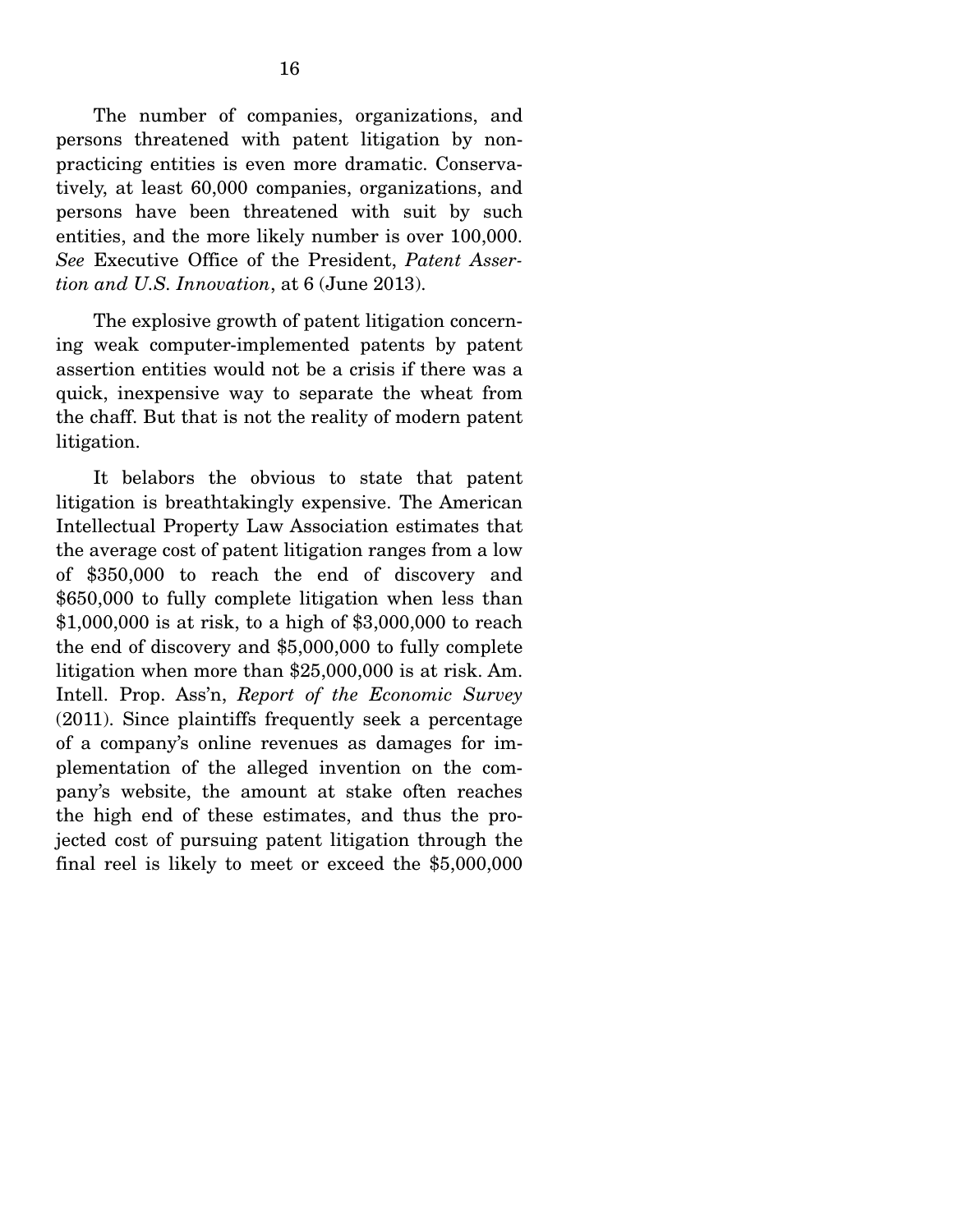The number of companies, organizations, and persons threatened with patent litigation by non-practicing entities is even more dramatic. Conservatively, at least 60,000 companies, organizations, and persons have been threatened with suit by such entities, and the more likely number is over 100,000. *See* Executive Office of the President, *Patent Assertion and U.S. Innovation*, at 6 (June 2013).

The explosive growth of patent litigation concerning weak computer-implemented patents by patent assertion entities would not be a crisis if there was a quick, inexpensive way to separate the wheat from the chaff. But that is not the reality of modern patent litigation.

It belabors the obvious to state that patent litigation is breathtakingly expensive. The American Intellectual Property Law Association estimates that the average cost of patent litigation ranges from a low of $350,000 to reach the end of discovery and $650,000 to fully complete litigation when less than $1,000,000 is at risk, to a high of $3,000,000 to reach the end of discovery and $5,000,000 to fully complete litigation when more than $25,000,000 is at risk. Am. Intell. Prop. Ass'n, *Report of the Economic Survey* (2011). Since plaintiffs frequently seek a percentage of a company's online revenues as damages for implementation of the alleged invention on the company's website, the amount at stake often reaches the high end of these estimates, and thus the projected cost of pursuing patent litigation through the final reel is likely to meet or exceed the $5,000,000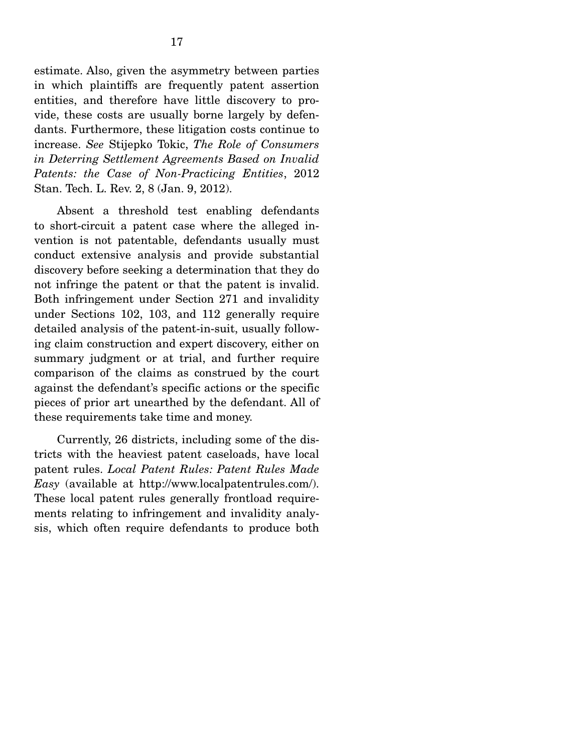estimate. Also, given the asymmetry between parties in which plaintiffs are frequently patent assertion entities, and therefore have little discovery to provide, these costs are usually borne largely by defendants. Furthermore, these litigation costs continue to increase. *See* Stijepko Tokic, *The Role of Consumers in Deterring Settlement Agreements Based on Invalid Patents: the Case of Non-Practicing Entities*, 2012 Stan. Tech. L. Rev. 2, 8 (Jan. 9, 2012).

Absent a threshold test enabling defendants to short-circuit a patent case where the alleged invention is not patentable, defendants usually must conduct extensive analysis and provide substantial discovery before seeking a determination that they do not infringe the patent or that the patent is invalid. Both infringement under Section 271 and invalidity under Sections 102, 103, and 112 generally require detailed analysis of the patent-in-suit, usually following claim construction and expert discovery, either on summary judgment or at trial, and further require comparison of the claims as construed by the court against the defendant's specific actions or the specific pieces of prior art unearthed by the defendant. All of these requirements take time and money.

Currently, 26 districts, including some of the districts with the heaviest patent caseloads, have local patent rules. *Local Patent Rules: Patent Rules Made Easy* (available at http://www.localpatentrules.com/). These local patent rules generally frontload requirements relating to infringement and invalidity analysis, which often require defendants to produce both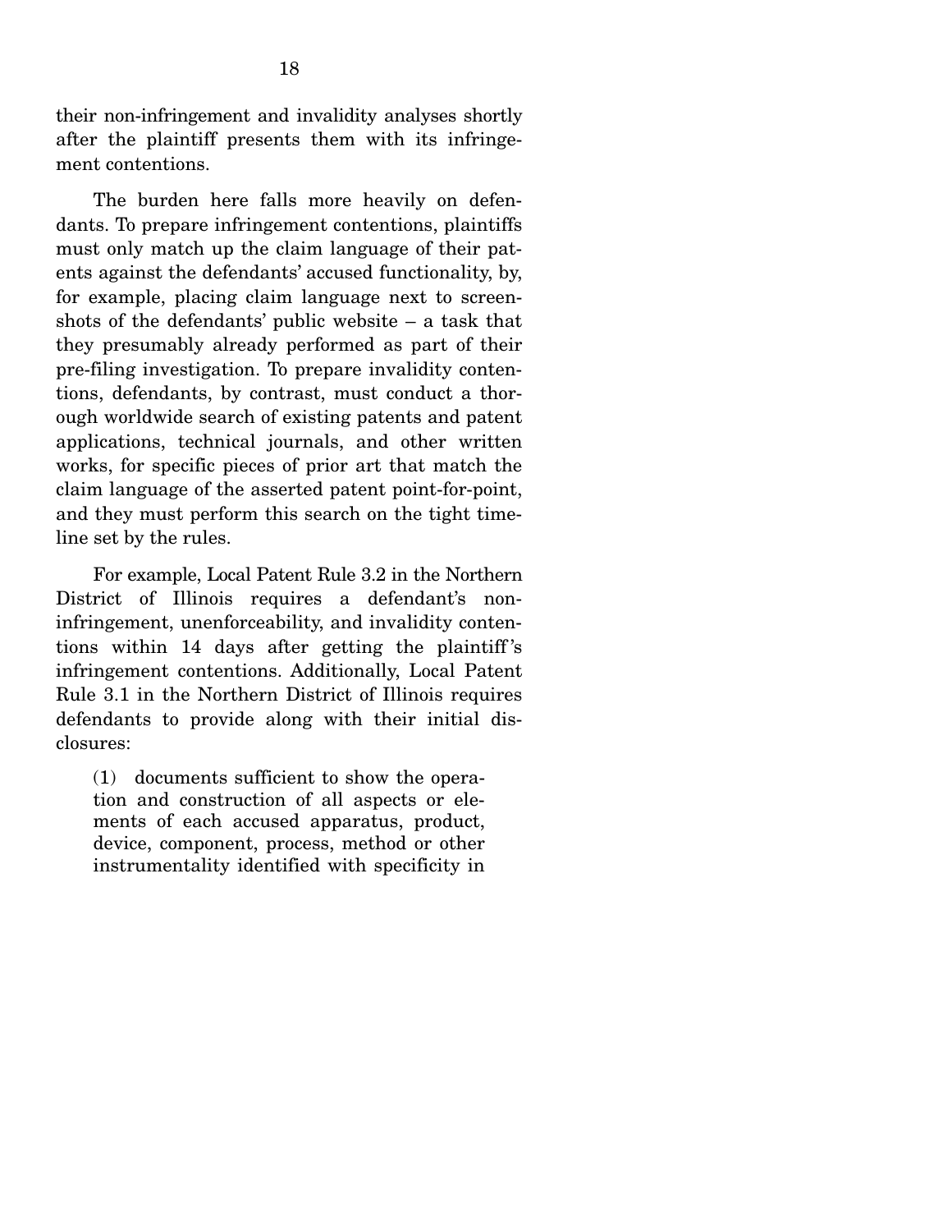their non-infringement and invalidity analyses shortly after the plaintiff presents them with its infringement contentions.

The burden here falls more heavily on defendants. To prepare infringement contentions, plaintiffs must only match up the claim language of their patents against the defendants' accused functionality, by, for example, placing claim language next to screenshots of the defendants' public website – a task that they presumably already performed as part of their pre-filing investigation. To prepare invalidity contentions, defendants, by contrast, must conduct a thorough worldwide search of existing patents and patent applications, technical journals, and other written works, for specific pieces of prior art that match the claim language of the asserted patent point-for-point, and they must perform this search on the tight timeline set by the rules.

For example, Local Patent Rule 3.2 in the Northern District of Illinois requires a defendant's non-infringement, unenforceability, and invalidity contentions within 14 days after getting the plaintiff's infringement contentions. Additionally, Local Patent Rule 3.1 in the Northern District of Illinois requires defendants to provide along with their initial disclosures:

> (1) documents sufficient to show the operation and construction of all aspects or elements of each accused apparatus, product, device, component, process, method or other instrumentality identified with specificity in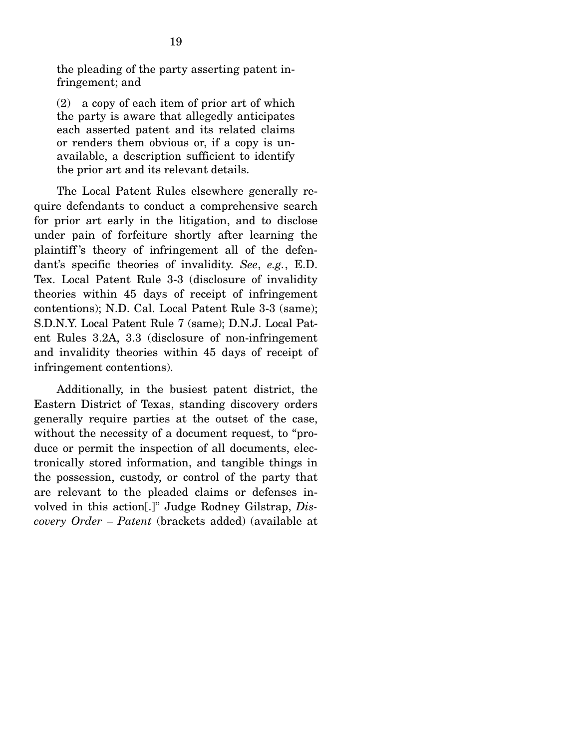the pleading of the party asserting patent infringement; and

(2) a copy of each item of prior art of which the party is aware that allegedly anticipates each asserted patent and its related claims or renders them obvious or, if a copy is unavailable, a description sufficient to identify the prior art and its relevant details.

The Local Patent Rules elsewhere generally require defendants to conduct a comprehensive search for prior art early in the litigation, and to disclose under pain of forfeiture shortly after learning the plaintiff's theory of infringement all of the defendant's specific theories of invalidity. *See*, *e.g.*, E.D. Tex. Local Patent Rule 3-3 (disclosure of invalidity theories within 45 days of receipt of infringement contentions); N.D. Cal. Local Patent Rule 3-3 (same); S.D.N.Y. Local Patent Rule 7 (same); D.N.J. Local Patent Rules 3.2A, 3.3 (disclosure of non-infringement and invalidity theories within 45 days of receipt of infringement contentions).

Additionally, in the busiest patent district, the Eastern District of Texas, standing discovery orders generally require parties at the outset of the case, without the necessity of a document request, to "produce or permit the inspection of all documents, electronically stored information, and tangible things in the possession, custody, or control of the party that are relevant to the pleaded claims or defenses involved in this action[.]" Judge Rodney Gilstrap, *Discovery Order – Patent* (brackets added) (available at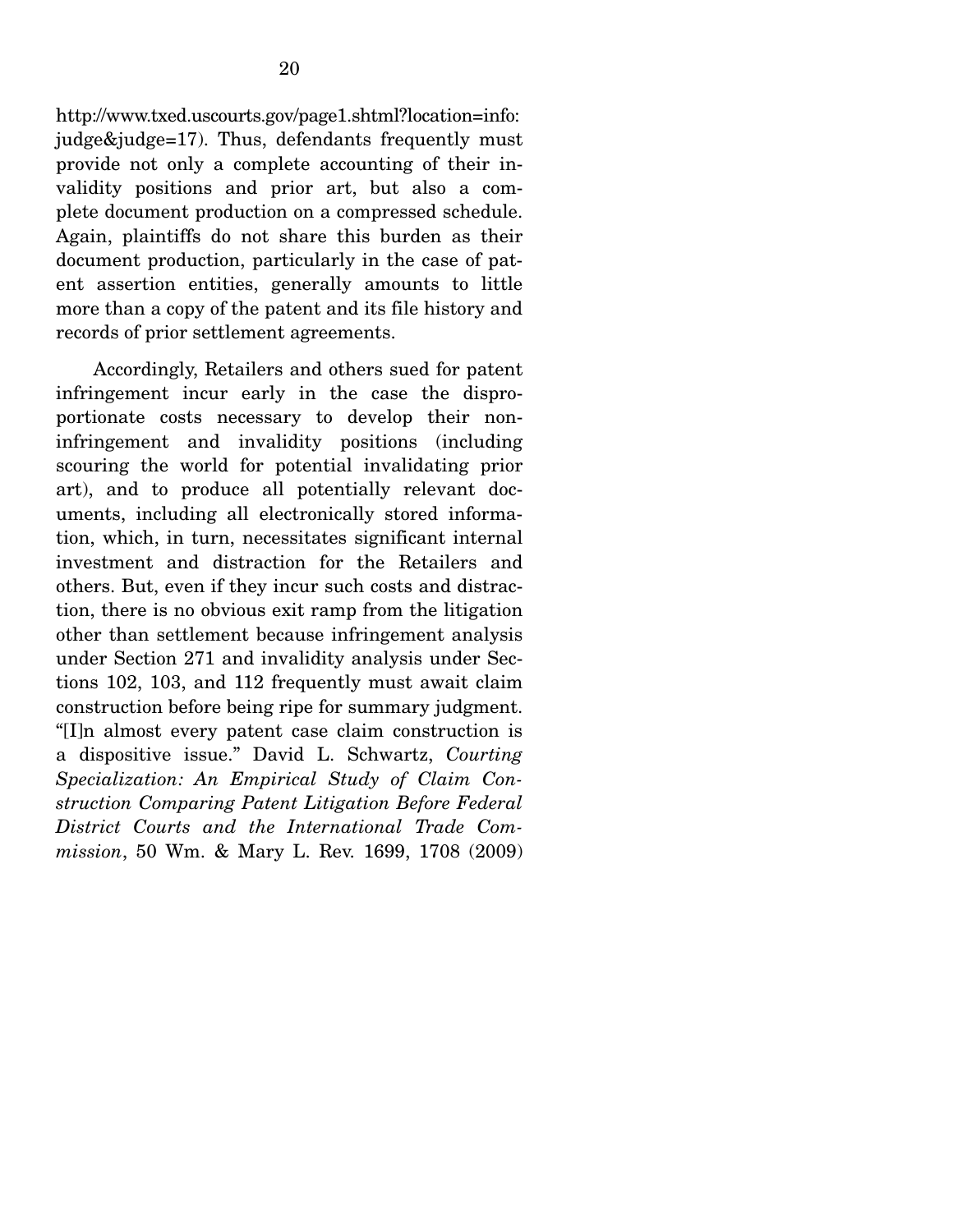http://www.txed.uscourts.gov/page1.shtml?location=info:judge&judge=17). Thus, defendants frequently must provide not only a complete accounting of their invalidity positions and prior art, but also a complete document production on a compressed schedule. Again, plaintiffs do not share this burden as their document production, particularly in the case of patent assertion entities, generally amounts to little more than a copy of the patent and its file history and records of prior settlement agreements.

Accordingly, Retailers and others sued for patent infringement incur early in the case the disproportionate costs necessary to develop their non-infringement and invalidity positions (including scouring the world for potential invalidating prior art), and to produce all potentially relevant documents, including all electronically stored information, which, in turn, necessitates significant internal investment and distraction for the Retailers and others. But, even if they incur such costs and distraction, there is no obvious exit ramp from the litigation other than settlement because infringement analysis under Section 271 and invalidity analysis under Sections 102, 103, and 112 frequently must await claim construction before being ripe for summary judgment. "[I]n almost every patent case claim construction is a dispositive issue." David L. Schwartz, *Courting Specialization: An Empirical Study of Claim Construction Comparing Patent Litigation Before Federal District Courts and the International Trade Commission*, 50 Wm. & Mary L. Rev. 1699, 1708 (2009)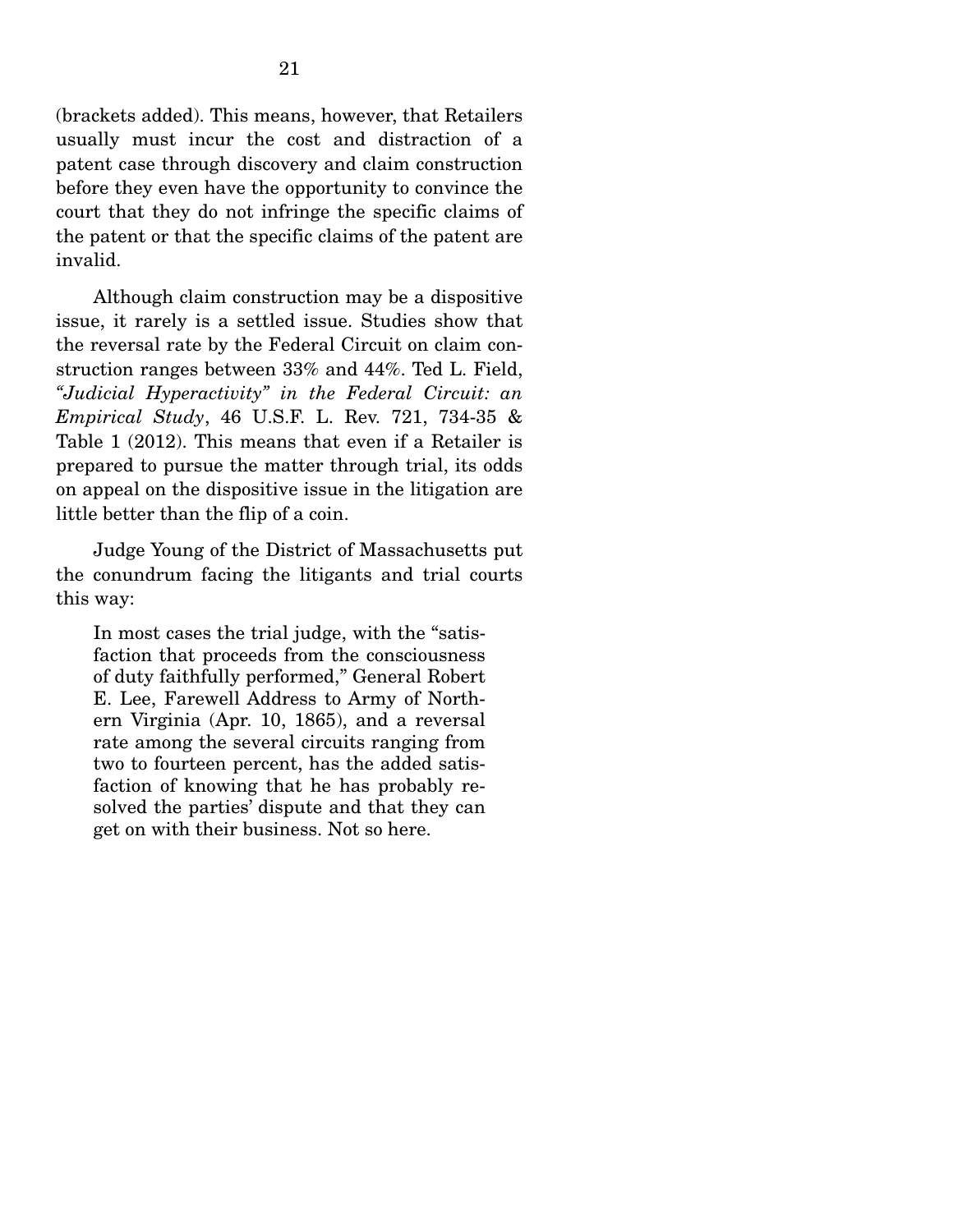(brackets added). This means, however, that Retailers usually must incur the cost and distraction of a patent case through discovery and claim construction before they even have the opportunity to convince the court that they do not infringe the specific claims of the patent or that the specific claims of the patent are invalid.

Although claim construction may be a dispositive issue, it rarely is a settled issue. Studies show that the reversal rate by the Federal Circuit on claim construction ranges between 33% and 44%. Ted L. Field, *"Judicial Hyperactivity" in the Federal Circuit: an Empirical Study*, 46 U.S.F. L. Rev. 721, 734-35 & Table 1 (2012). This means that even if a Retailer is prepared to pursue the matter through trial, its odds on appeal on the dispositive issue in the litigation are little better than the flip of a coin.

Judge Young of the District of Massachusetts put the conundrum facing the litigants and trial courts this way:

> In most cases the trial judge, with the "satisfaction that proceeds from the consciousness of duty faithfully performed," General Robert E. Lee, Farewell Address to Army of Northern Virginia (Apr. 10, 1865), and a reversal rate among the several circuits ranging from two to fourteen percent, has the added satisfaction of knowing that he has probably resolved the parties' dispute and that they can get on with their business. Not so here.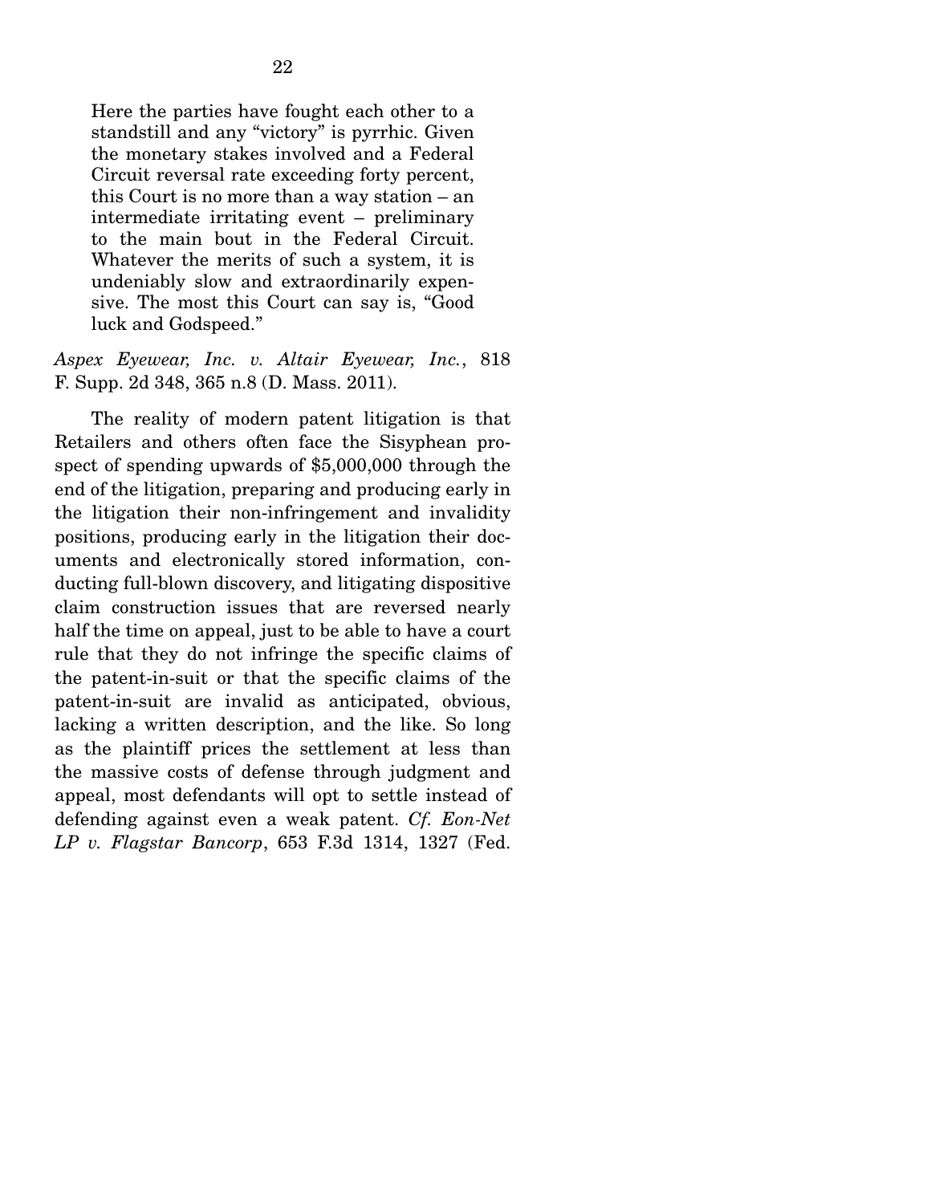> Here the parties have fought each other to a standstill and any "victory" is pyrrhic. Given the monetary stakes involved and a Federal Circuit reversal rate exceeding forty percent, this Court is no more than a way station – an intermediate irritating event – preliminary to the main bout in the Federal Circuit. Whatever the merits of such a system, it is undeniably slow and extraordinarily expensive. The most this Court can say is, "Good luck and Godspeed."

*Aspex Eyewear, Inc. v. Altair Eyewear, Inc.*, 818 F. Supp. 2d 348, 365 n.8 (D. Mass. 2011).

The reality of modern patent litigation is that Retailers and others often face the Sisyphean prospect of spending upwards of $5,000,000 through the end of the litigation, preparing and producing early in the litigation their non-infringement and invalidity positions, producing early in the litigation their documents and electronically stored information, conducting full-blown discovery, and litigating dispositive claim construction issues that are reversed nearly half the time on appeal, just to be able to have a court rule that they do not infringe the specific claims of the patent-in-suit or that the specific claims of the patent-in-suit are invalid as anticipated, obvious, lacking a written description, and the like. So long as the plaintiff prices the settlement at less than the massive costs of defense through judgment and appeal, most defendants will opt to settle instead of defending against even a weak patent. *Cf. Eon-Net LP v. Flagstar Bancorp*, 653 F.3d 1314, 1327 (Fed.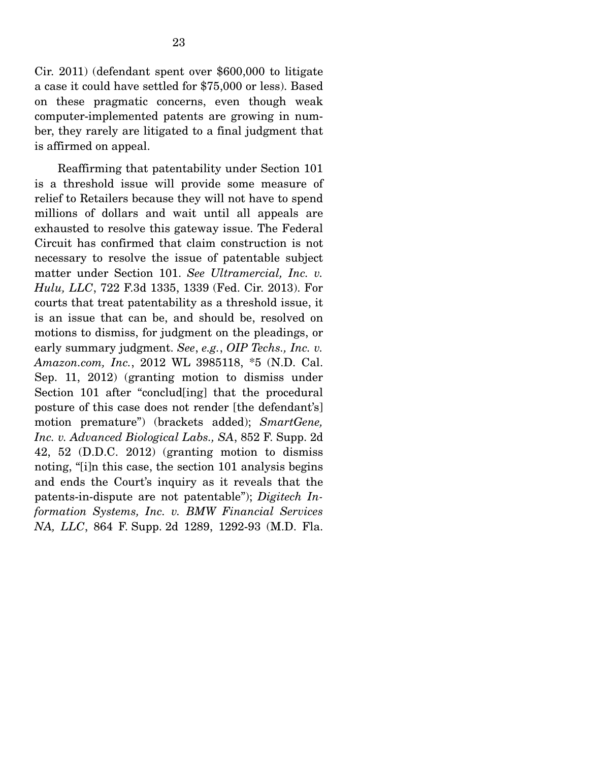Cir. 2011) (defendant spent over $600,000 to litigate a case it could have settled for $75,000 or less). Based on these pragmatic concerns, even though weak computer-implemented patents are growing in number, they rarely are litigated to a final judgment that is affirmed on appeal.

Reaffirming that patentability under Section 101 is a threshold issue will provide some measure of relief to Retailers because they will not have to spend millions of dollars and wait until all appeals are exhausted to resolve this gateway issue. The Federal Circuit has confirmed that claim construction is not necessary to resolve the issue of patentable subject matter under Section 101. *See Ultramercial, Inc. v. Hulu, LLC*, 722 F.3d 1335, 1339 (Fed. Cir. 2013). For courts that treat patentability as a threshold issue, it is an issue that can be, and should be, resolved on motions to dismiss, for judgment on the pleadings, or early summary judgment. *See*, *e.g.*, *OIP Techs., Inc. v. Amazon.com, Inc.*, 2012 WL 3985118, *5 (N.D. Cal. Sep. 11, 2012) (granting motion to dismiss under Section 101 after "conclud[ing] that the procedural posture of this case does not render [the defendant's] motion premature") (brackets added); *SmartGene, Inc. v. Advanced Biological Labs., SA*, 852 F. Supp. 2d 42, 52 (D.D.C. 2012) (granting motion to dismiss noting, "[i]n this case, the section 101 analysis begins and ends the Court's inquiry as it reveals that the patents-in-dispute are not patentable"); *Digitech Information Systems, Inc. v. BMW Financial Services NA, LLC*, 864 F. Supp. 2d 1289, 1292-93 (M.D. Fla.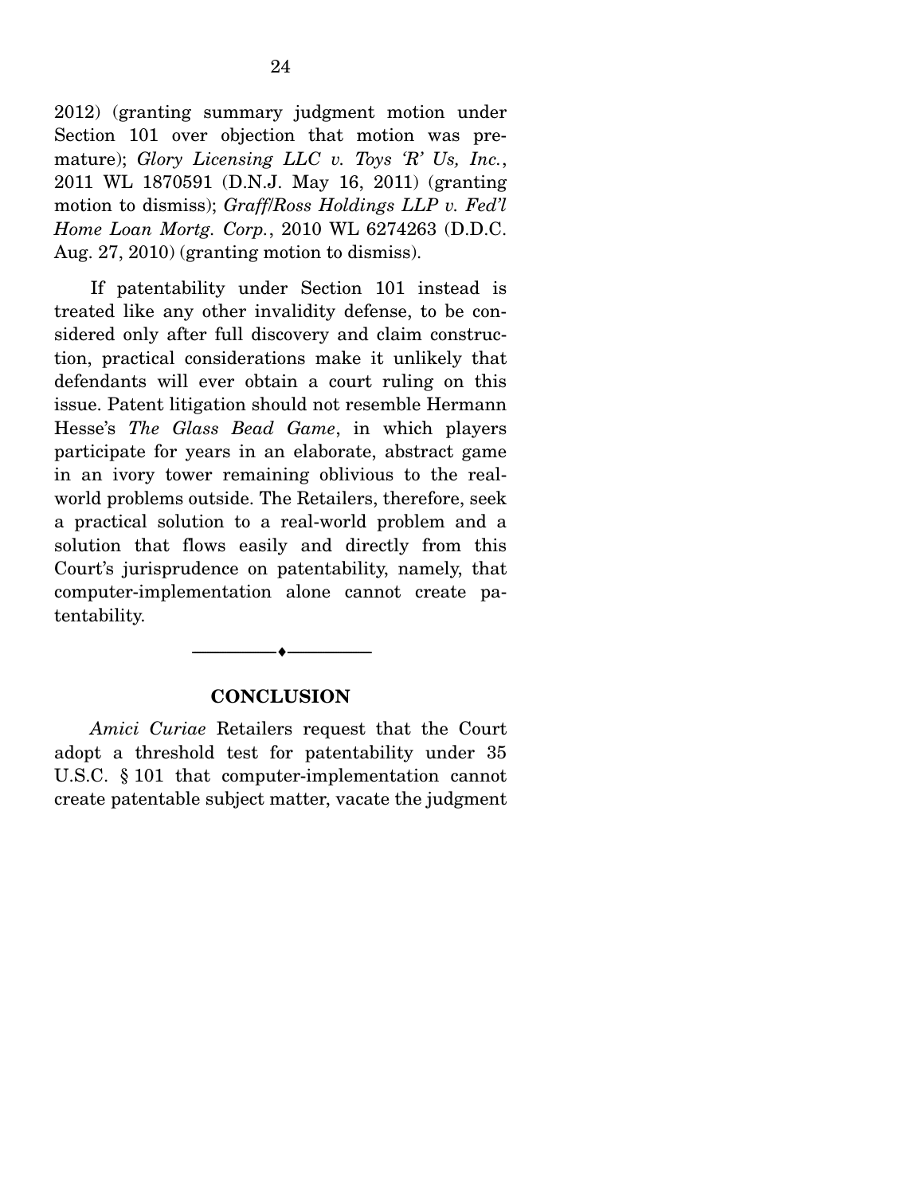2012) (granting summary judgment motion under Section 101 over objection that motion was premature); *Glory Licensing LLC v. Toys 'R' Us, Inc.*, 2011 WL 1870591 (D.N.J. May 16, 2011) (granting motion to dismiss); *Graff/Ross Holdings LLP v. Fed'l Home Loan Mortg. Corp.*, 2010 WL 6274263 (D.D.C. Aug. 27, 2010) (granting motion to dismiss).

If patentability under Section 101 instead is treated like any other invalidity defense, to be considered only after full discovery and claim construction, practical considerations make it unlikely that defendants will ever obtain a court ruling on this issue. Patent litigation should not resemble Hermann Hesse's *The Glass Bead Game*, in which players participate for years in an elaborate, abstract game in an ivory tower remaining oblivious to the real-world problems outside. The Retailers, therefore, seek a practical solution to a real-world problem and a solution that flows easily and directly from this Court's jurisprudence on patentability, namely, that computer-implementation alone cannot create patentability.

---

## CONCLUSION

*Amici Curiae* Retailers request that the Court adopt a threshold test for patentability under 35 U.S.C. § 101 that computer-implementation cannot create patentable subject matter, vacate the judgment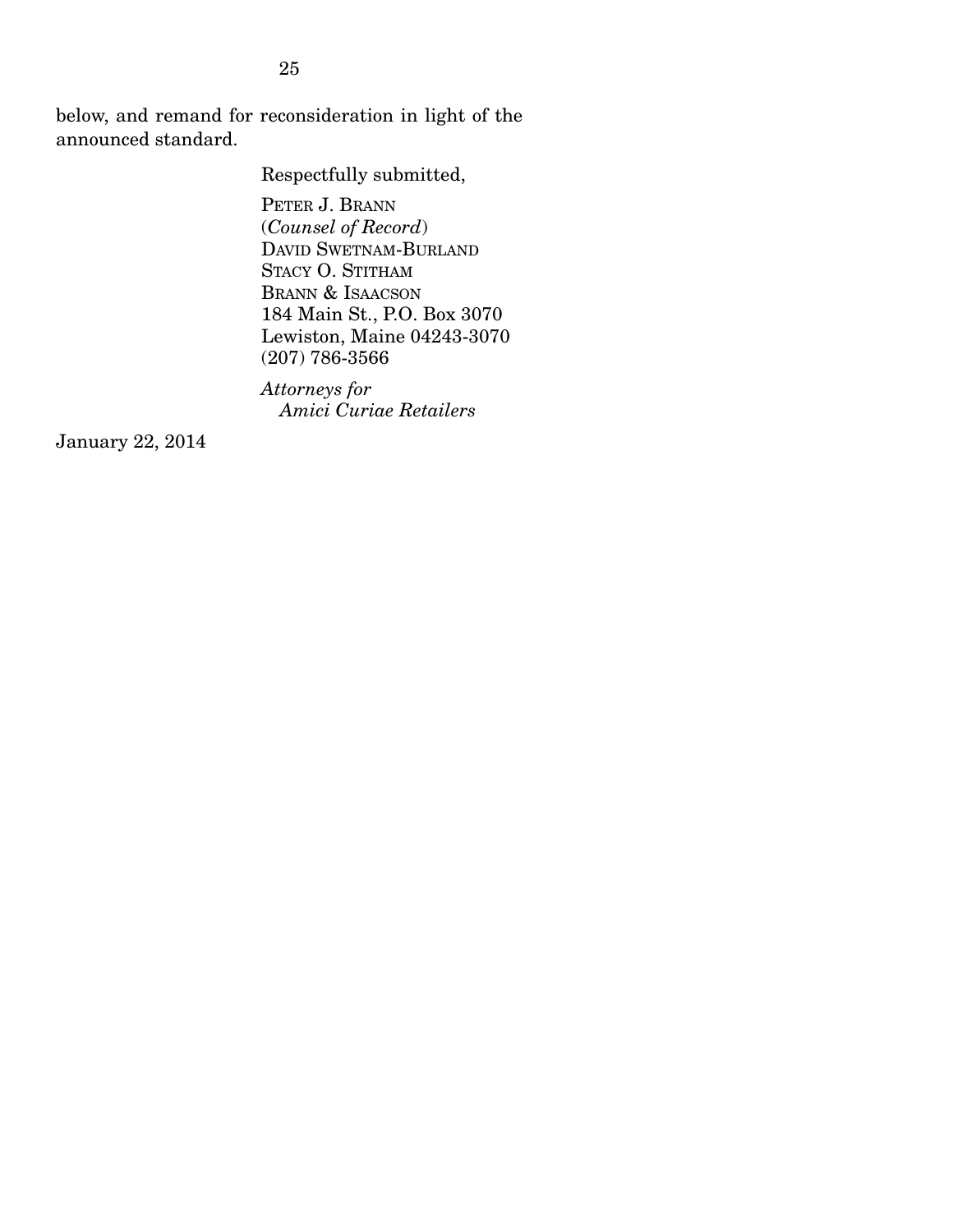below, and remand for reconsideration in light of the announced standard.

Respectfully submitted,

PETER J. BRANN
(*Counsel of Record*)
DAVID SWETNAM-BURLAND
STACY O. STITHAM
BRANN & ISAACSON
184 Main St., P.O. Box 3070
Lewiston, Maine 04243-3070
(207) 786-3566

*Attorneys for*
*Amici Curiae Retailers*

January 22, 2014